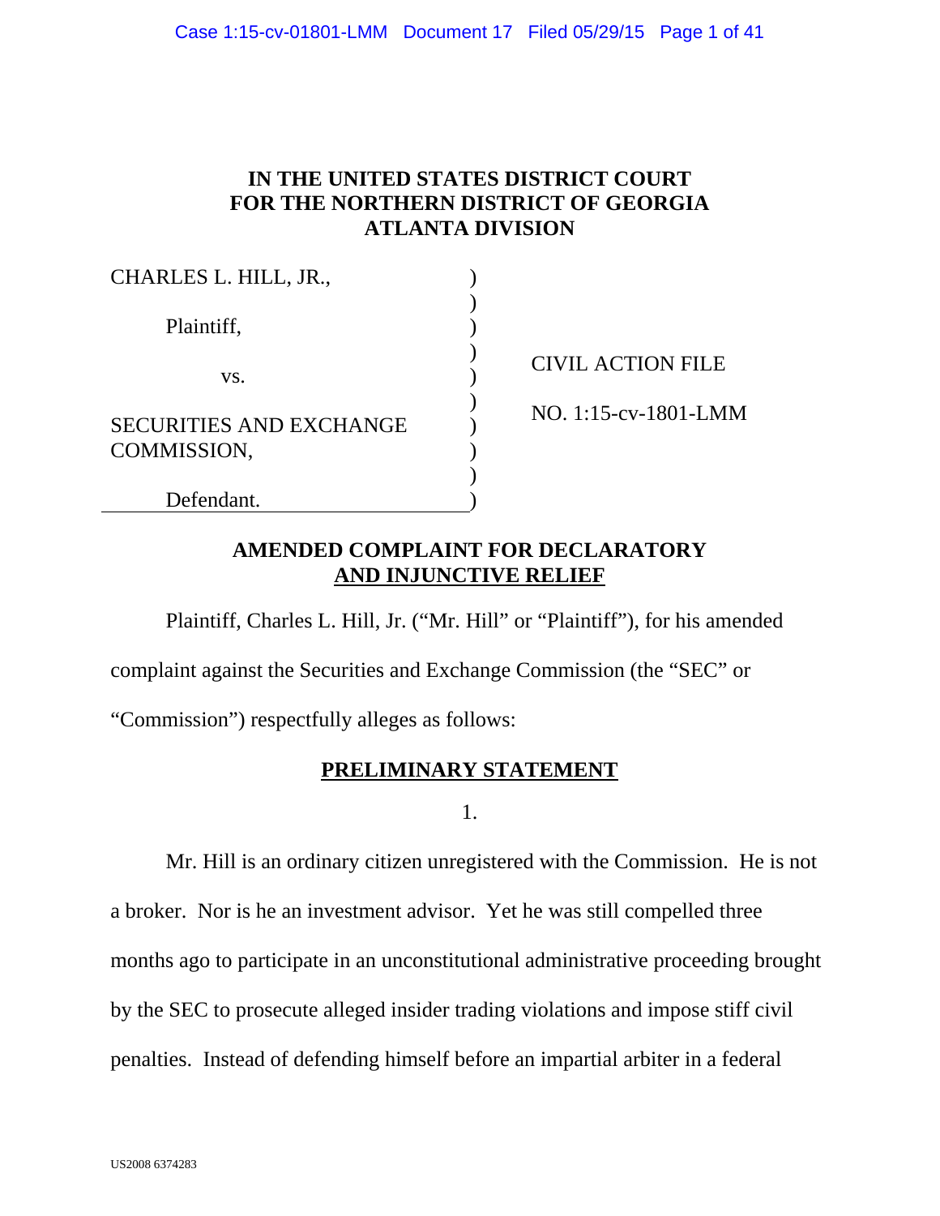**IN THE UNITED STATES DISTRICT COURT FOR THE NORTHERN DISTRICT OF GEORGIA ATLANTA DIVISION**

| | |
|---|---|
| CHARLES L. HILL, JR., | |
| Plaintiff, | |
| vs. | CIVIL ACTION FILE |
| SECURITIES AND EXCHANGE COMMISSION, | NO. 1:15-cv-1801-LMM |
| Defendant. | |

**AMENDED COMPLAINT FOR DECLARATORY AND INJUNCTIVE RELIEF**

Plaintiff, Charles L. Hill, Jr. ("Mr. Hill" or "Plaintiff"), for his amended complaint against the Securities and Exchange Commission (the "SEC" or "Commission") respectfully alleges as follows:

## PRELIMINARY STATEMENT

1.

Mr. Hill is an ordinary citizen unregistered with the Commission. He is not a broker. Nor is he an investment advisor. Yet he was still compelled three months ago to participate in an unconstitutional administrative proceeding brought by the SEC to prosecute alleged insider trading violations and impose stiff civil penalties. Instead of defending himself before an impartial arbiter in a federal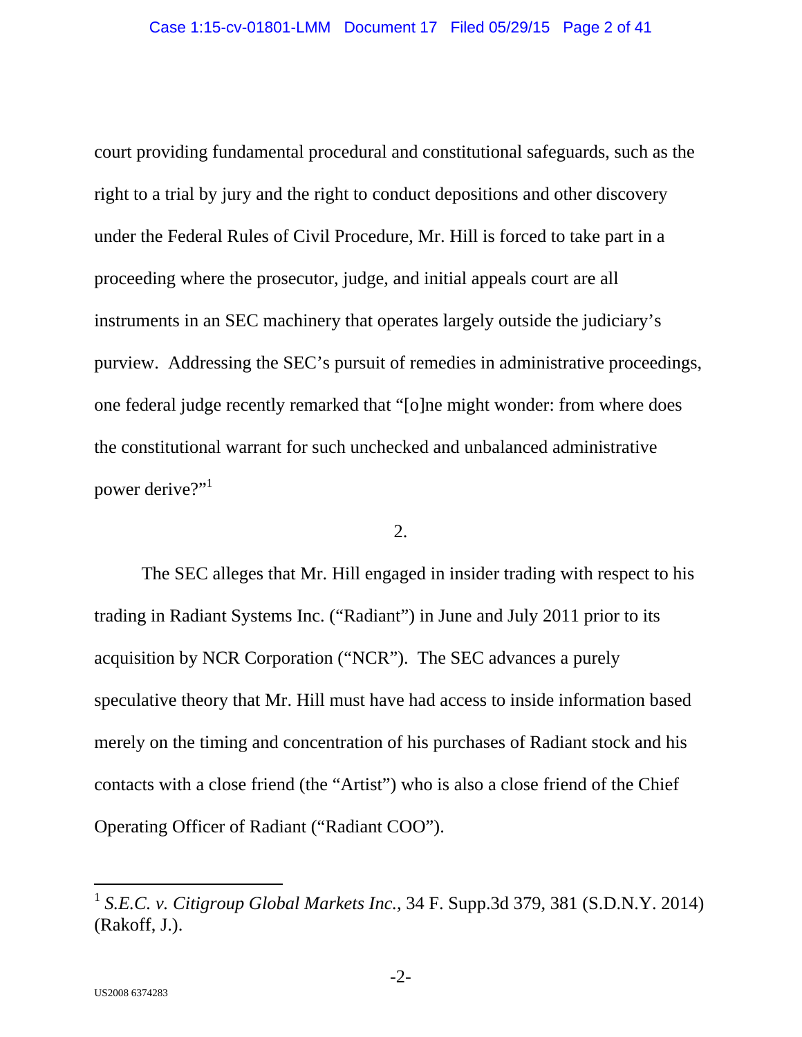court providing fundamental procedural and constitutional safeguards, such as the right to a trial by jury and the right to conduct depositions and other discovery under the Federal Rules of Civil Procedure, Mr. Hill is forced to take part in a proceeding where the prosecutor, judge, and initial appeals court are all instruments in an SEC machinery that operates largely outside the judiciary's purview. Addressing the SEC's pursuit of remedies in administrative proceedings, one federal judge recently remarked that "[o]ne might wonder: from where does the constitutional warrant for such unchecked and unbalanced administrative power derive?"[1]

2.

The SEC alleges that Mr. Hill engaged in insider trading with respect to his trading in Radiant Systems Inc. ("Radiant") in June and July 2011 prior to its acquisition by NCR Corporation ("NCR"). The SEC advances a purely speculative theory that Mr. Hill must have had access to inside information based merely on the timing and concentration of his purchases of Radiant stock and his contacts with a close friend (the "Artist") who is also a close friend of the Chief Operating Officer of Radiant ("Radiant COO").

---

[1] *S.E.C. v. Citigroup Global Markets Inc.*, 34 F. Supp.3d 379, 381 (S.D.N.Y. 2014) (Rakoff, J.).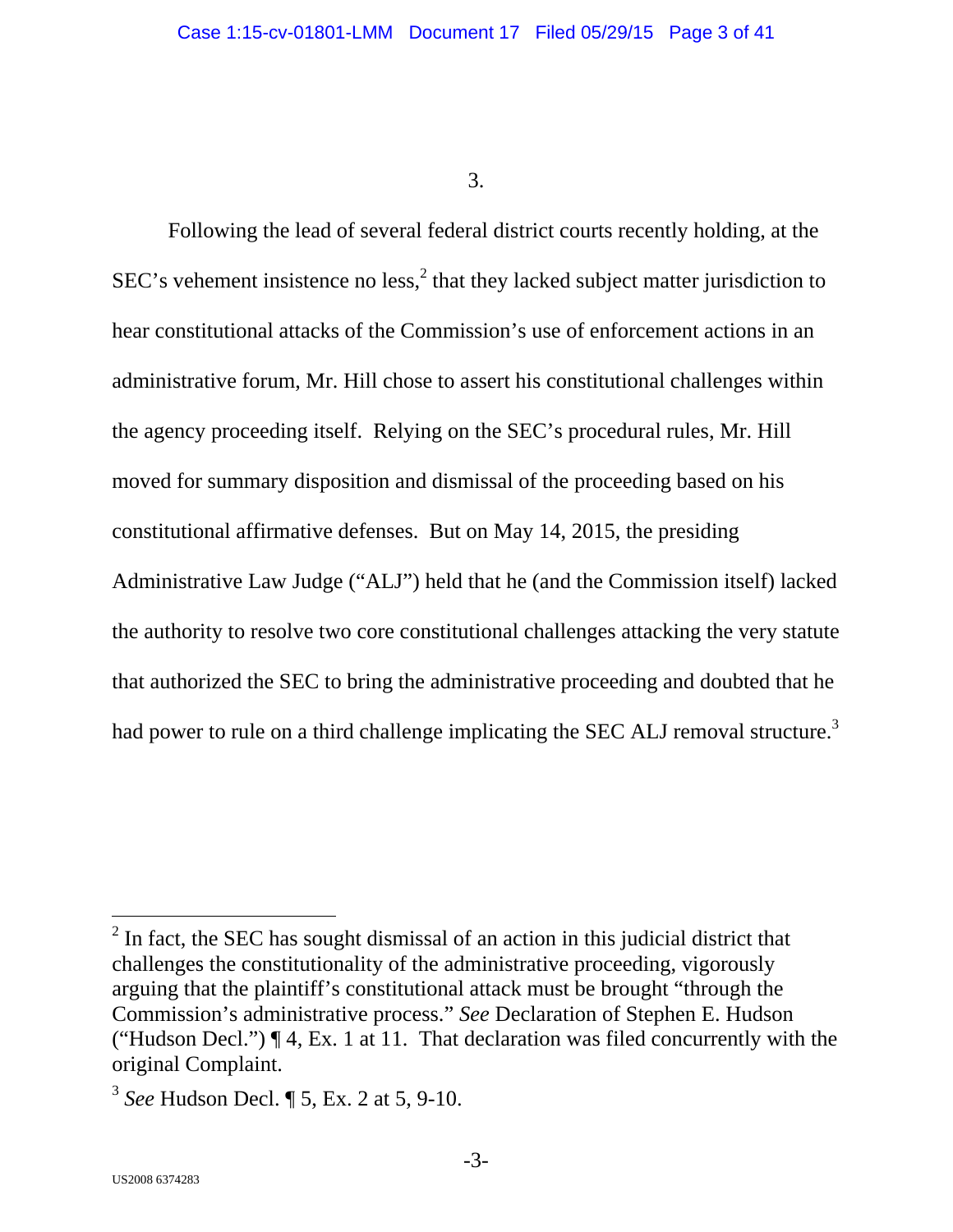3.

Following the lead of several federal district courts recently holding, at the SEC's vehement insistence no less,[2] that they lacked subject matter jurisdiction to hear constitutional attacks of the Commission's use of enforcement actions in an administrative forum, Mr. Hill chose to assert his constitutional challenges within the agency proceeding itself. Relying on the SEC's procedural rules, Mr. Hill moved for summary disposition and dismissal of the proceeding based on his constitutional affirmative defenses. But on May 14, 2015, the presiding Administrative Law Judge ("ALJ") held that he (and the Commission itself) lacked the authority to resolve two core constitutional challenges attacking the very statute that authorized the SEC to bring the administrative proceeding and doubted that he had power to rule on a third challenge implicating the SEC ALJ removal structure.[3]

---

[2] In fact, the SEC has sought dismissal of an action in this judicial district that challenges the constitutionality of the administrative proceeding, vigorously arguing that the plaintiff's constitutional attack must be brought "through the Commission's administrative process." *See* Declaration of Stephen E. Hudson ("Hudson Decl.") ¶ 4, Ex. 1 at 11. That declaration was filed concurrently with the original Complaint.

[3] *See* Hudson Decl. ¶ 5, Ex. 2 at 5, 9-10.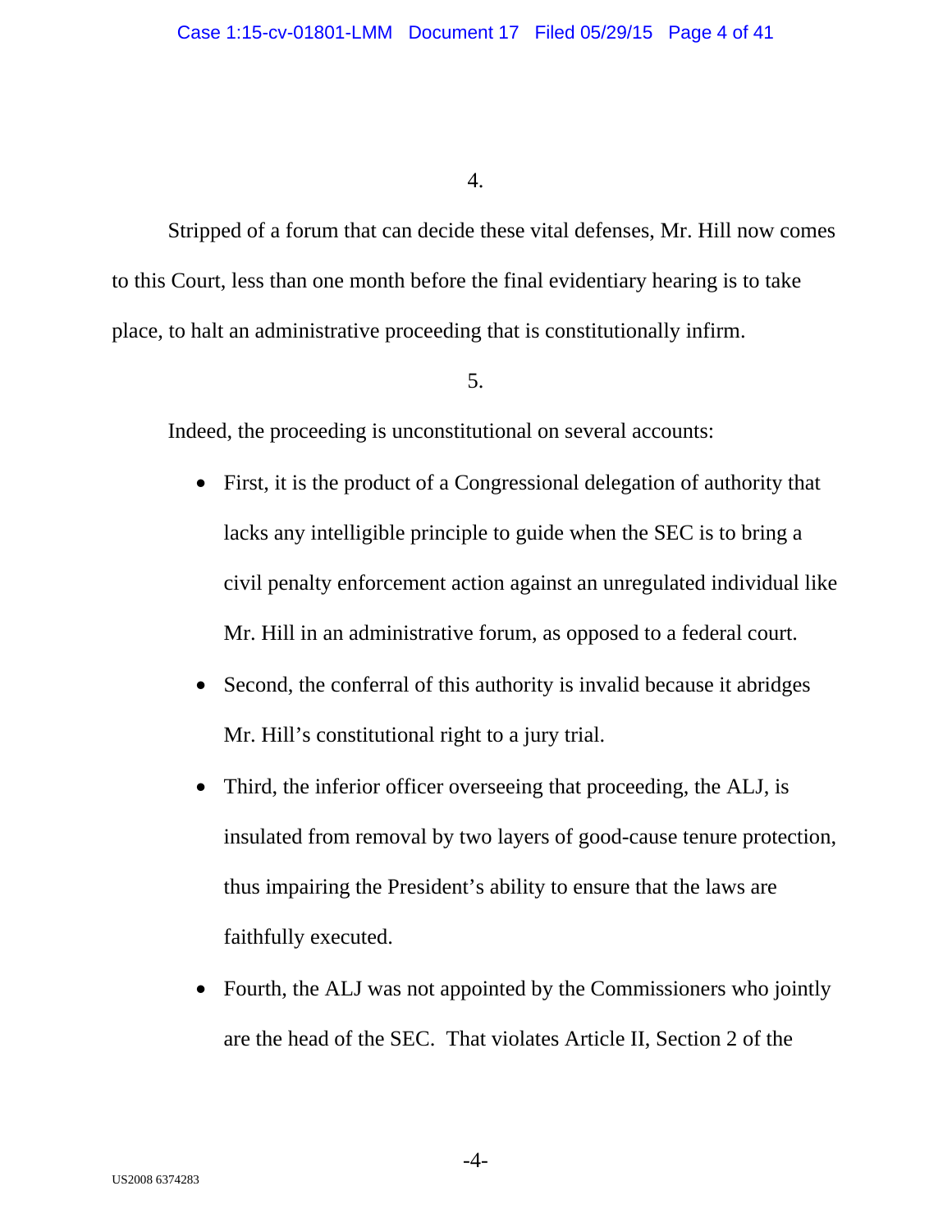4.

Stripped of a forum that can decide these vital defenses, Mr. Hill now comes to this Court, less than one month before the final evidentiary hearing is to take place, to halt an administrative proceeding that is constitutionally infirm.

5.

Indeed, the proceeding is unconstitutional on several accounts:

- First, it is the product of a Congressional delegation of authority that lacks any intelligible principle to guide when the SEC is to bring a civil penalty enforcement action against an unregulated individual like Mr. Hill in an administrative forum, as opposed to a federal court.
- Second, the conferral of this authority is invalid because it abridges Mr. Hill's constitutional right to a jury trial.
- Third, the inferior officer overseeing that proceeding, the ALJ, is insulated from removal by two layers of good-cause tenure protection, thus impairing the President's ability to ensure that the laws are faithfully executed.
- Fourth, the ALJ was not appointed by the Commissioners who jointly are the head of the SEC. That violates Article II, Section 2 of the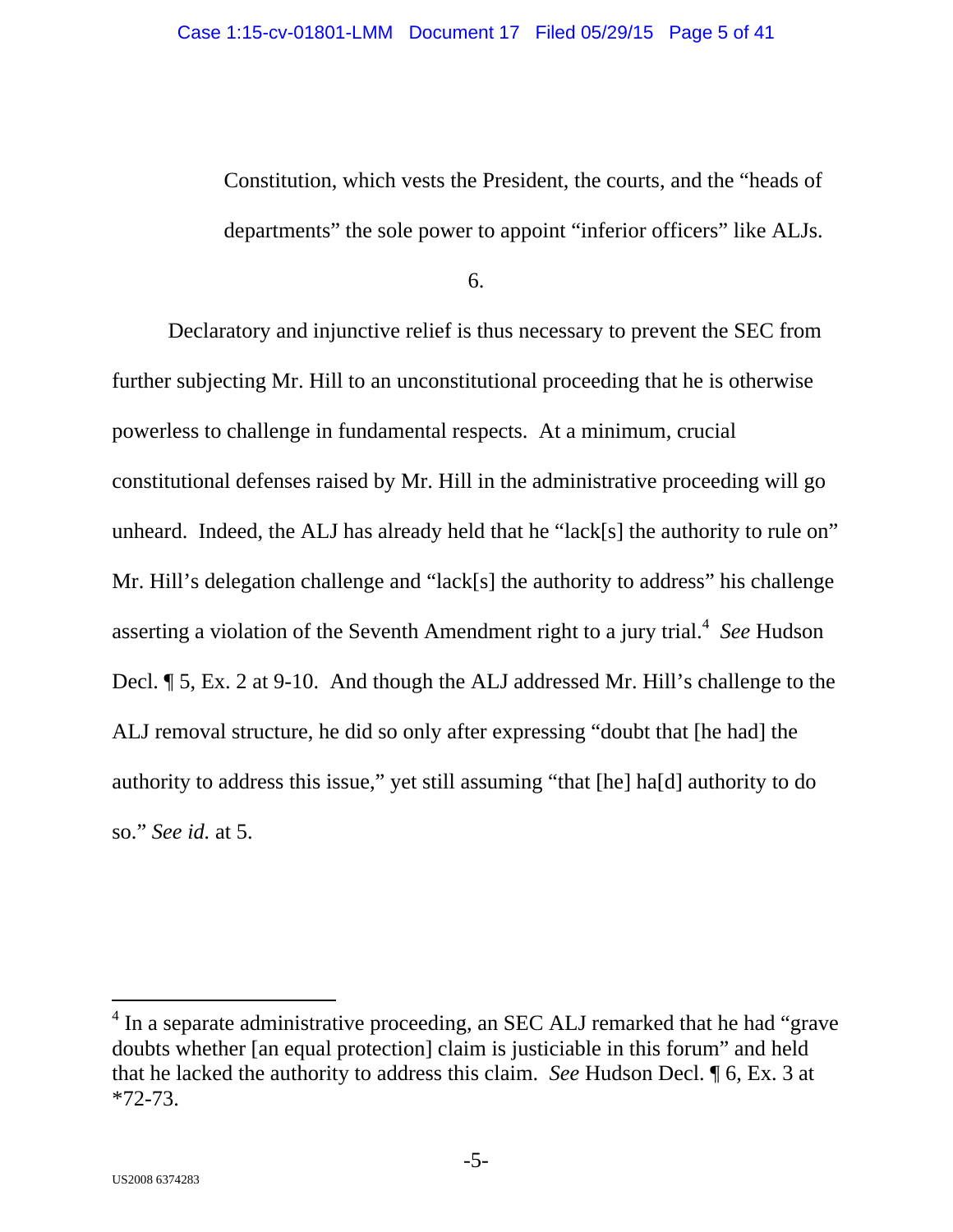Constitution, which vests the President, the courts, and the "heads of departments" the sole power to appoint "inferior officers" like ALJs.

6.

Declaratory and injunctive relief is thus necessary to prevent the SEC from further subjecting Mr. Hill to an unconstitutional proceeding that he is otherwise powerless to challenge in fundamental respects. At a minimum, crucial constitutional defenses raised by Mr. Hill in the administrative proceeding will go unheard. Indeed, the ALJ has already held that he "lack[s] the authority to rule on" Mr. Hill's delegation challenge and "lack[s] the authority to address" his challenge asserting a violation of the Seventh Amendment right to a jury trial.[4] *See* Hudson Decl. ¶ 5, Ex. 2 at 9-10. And though the ALJ addressed Mr. Hill's challenge to the ALJ removal structure, he did so only after expressing "doubt that [he had] the authority to address this issue," yet still assuming "that [he] ha[d] authority to do so." *See id.* at 5.

---

[4] In a separate administrative proceeding, an SEC ALJ remarked that he had "grave doubts whether [an equal protection] claim is justiciable in this forum" and held that he lacked the authority to address this claim. *See* Hudson Decl. ¶ 6, Ex. 3 at *72-73.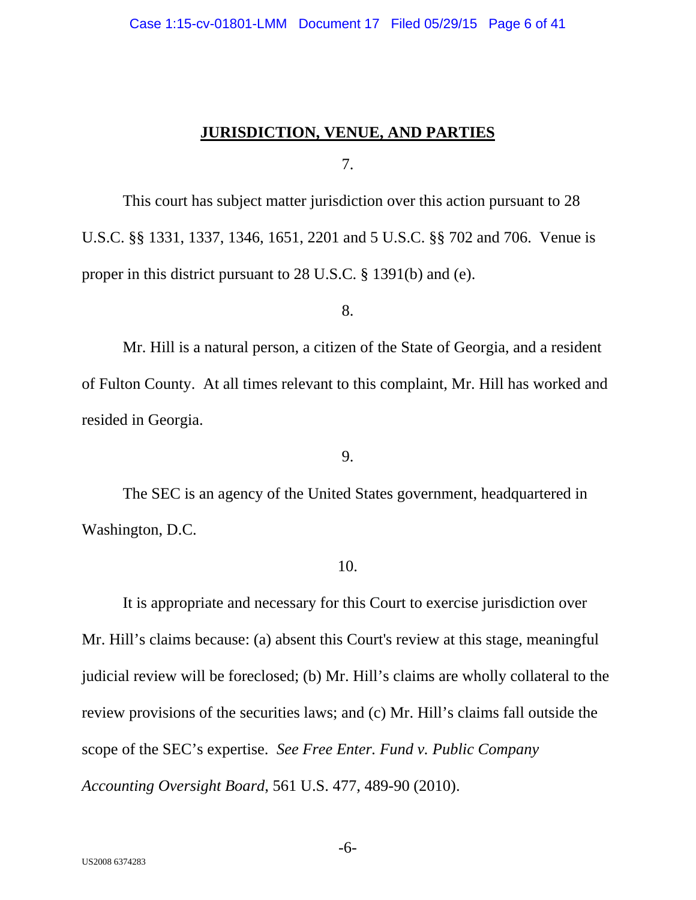## JURISDICTION, VENUE, AND PARTIES

7.

This court has subject matter jurisdiction over this action pursuant to 28 U.S.C. §§ 1331, 1337, 1346, 1651, 2201 and 5 U.S.C. §§ 702 and 706. Venue is proper in this district pursuant to 28 U.S.C. § 1391(b) and (e).

8.

Mr. Hill is a natural person, a citizen of the State of Georgia, and a resident of Fulton County. At all times relevant to this complaint, Mr. Hill has worked and resided in Georgia.

9.

The SEC is an agency of the United States government, headquartered in Washington, D.C.

10.

It is appropriate and necessary for this Court to exercise jurisdiction over Mr. Hill's claims because: (a) absent this Court's review at this stage, meaningful judicial review will be foreclosed; (b) Mr. Hill's claims are wholly collateral to the review provisions of the securities laws; and (c) Mr. Hill's claims fall outside the scope of the SEC's expertise. *See Free Enter. Fund v. Public Company Accounting Oversight Board*, 561 U.S. 477, 489-90 (2010).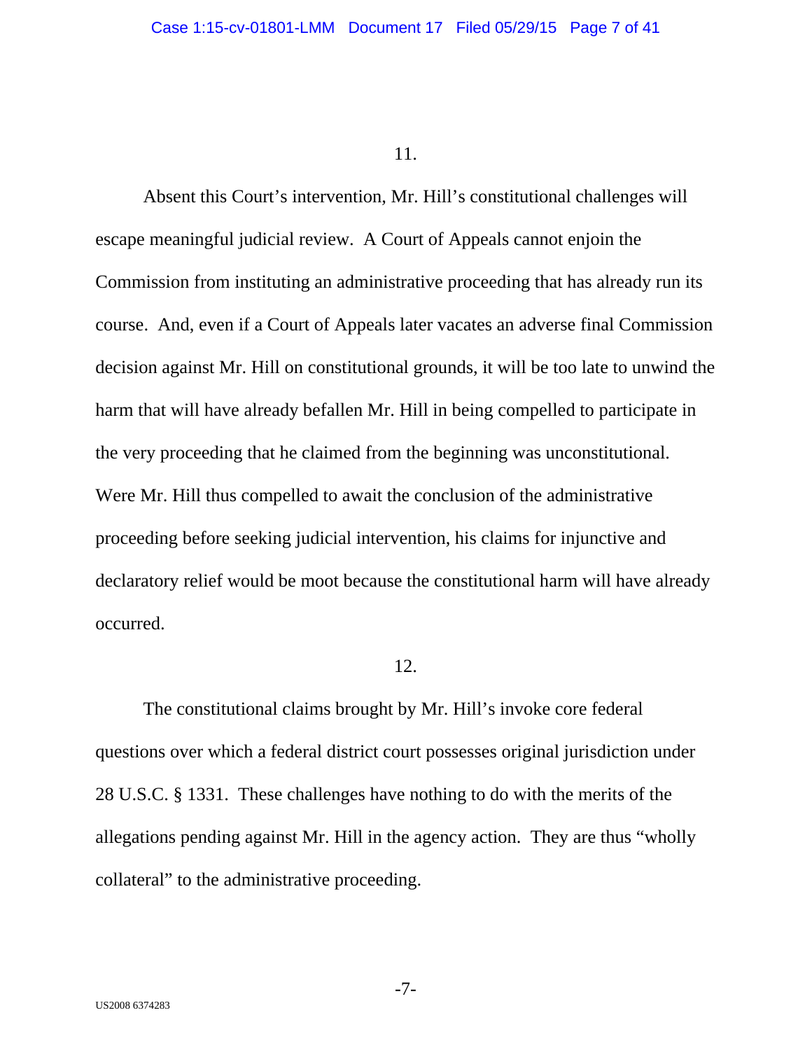11.

Absent this Court's intervention, Mr. Hill's constitutional challenges will escape meaningful judicial review. A Court of Appeals cannot enjoin the Commission from instituting an administrative proceeding that has already run its course. And, even if a Court of Appeals later vacates an adverse final Commission decision against Mr. Hill on constitutional grounds, it will be too late to unwind the harm that will have already befallen Mr. Hill in being compelled to participate in the very proceeding that he claimed from the beginning was unconstitutional. Were Mr. Hill thus compelled to await the conclusion of the administrative proceeding before seeking judicial intervention, his claims for injunctive and declaratory relief would be moot because the constitutional harm will have already occurred.

12.

The constitutional claims brought by Mr. Hill's invoke core federal questions over which a federal district court possesses original jurisdiction under 28 U.S.C. § 1331. These challenges have nothing to do with the merits of the allegations pending against Mr. Hill in the agency action. They are thus "wholly collateral" to the administrative proceeding.

US2008 6374283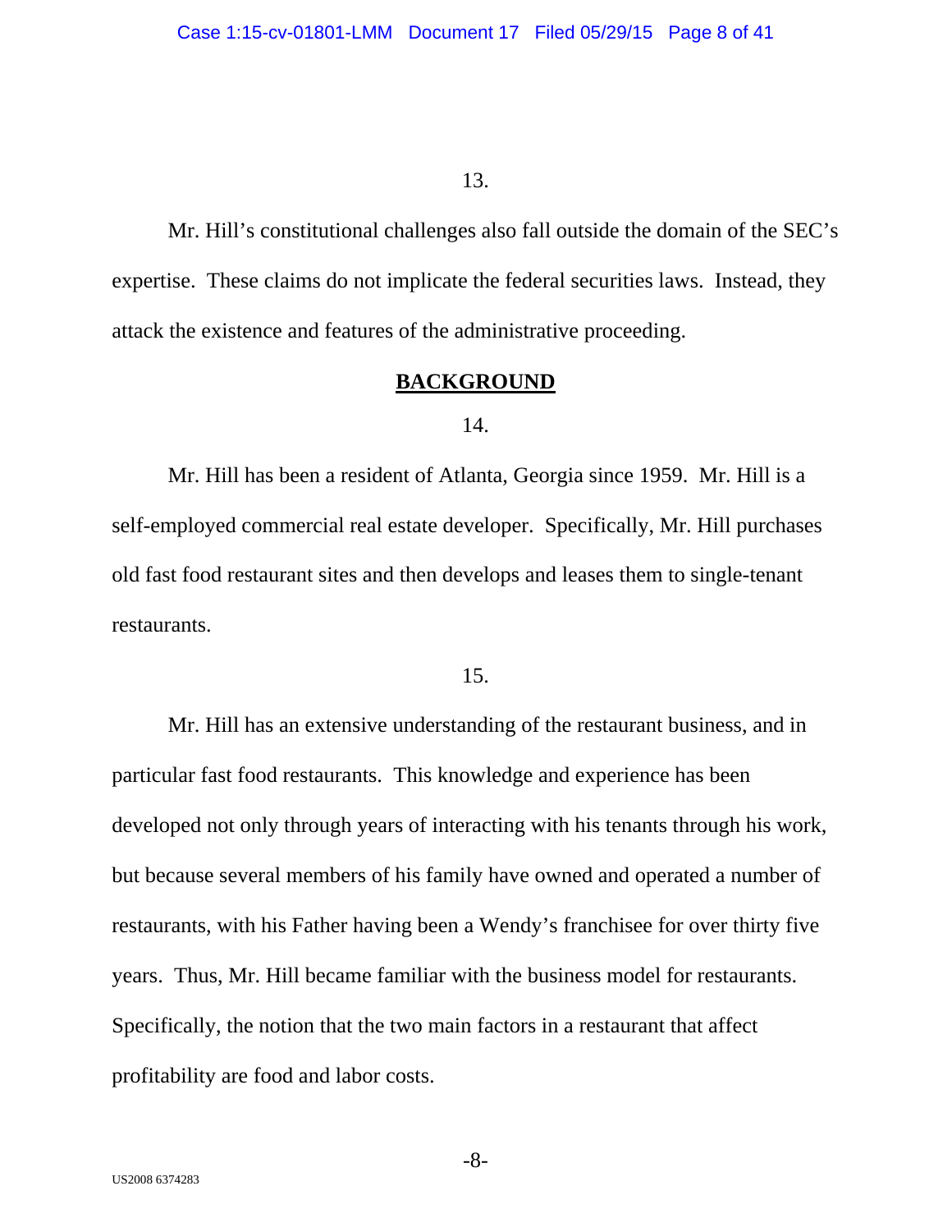13.

Mr. Hill's constitutional challenges also fall outside the domain of the SEC's expertise. These claims do not implicate the federal securities laws. Instead, they attack the existence and features of the administrative proceeding.

## BACKGROUND

14.

Mr. Hill has been a resident of Atlanta, Georgia since 1959. Mr. Hill is a self-employed commercial real estate developer. Specifically, Mr. Hill purchases old fast food restaurant sites and then develops and leases them to single-tenant restaurants.

15.

Mr. Hill has an extensive understanding of the restaurant business, and in particular fast food restaurants. This knowledge and experience has been developed not only through years of interacting with his tenants through his work, but because several members of his family have owned and operated a number of restaurants, with his Father having been a Wendy's franchisee for over thirty five years. Thus, Mr. Hill became familiar with the business model for restaurants. Specifically, the notion that the two main factors in a restaurant that affect profitability are food and labor costs.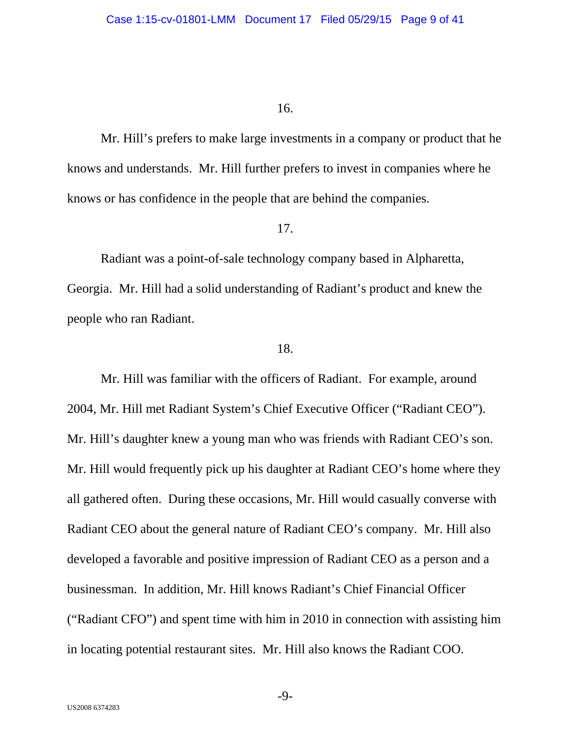16.

Mr. Hill's prefers to make large investments in a company or product that he knows and understands. Mr. Hill further prefers to invest in companies where he knows or has confidence in the people that are behind the companies.

17.

Radiant was a point-of-sale technology company based in Alpharetta, Georgia. Mr. Hill had a solid understanding of Radiant's product and knew the people who ran Radiant.

18.

Mr. Hill was familiar with the officers of Radiant. For example, around 2004, Mr. Hill met Radiant System's Chief Executive Officer ("Radiant CEO"). Mr. Hill's daughter knew a young man who was friends with Radiant CEO's son. Mr. Hill would frequently pick up his daughter at Radiant CEO's home where they all gathered often. During these occasions, Mr. Hill would casually converse with Radiant CEO about the general nature of Radiant CEO's company. Mr. Hill also developed a favorable and positive impression of Radiant CEO as a person and a businessman. In addition, Mr. Hill knows Radiant's Chief Financial Officer ("Radiant CFO") and spent time with him in 2010 in connection with assisting him in locating potential restaurant sites. Mr. Hill also knows the Radiant COO.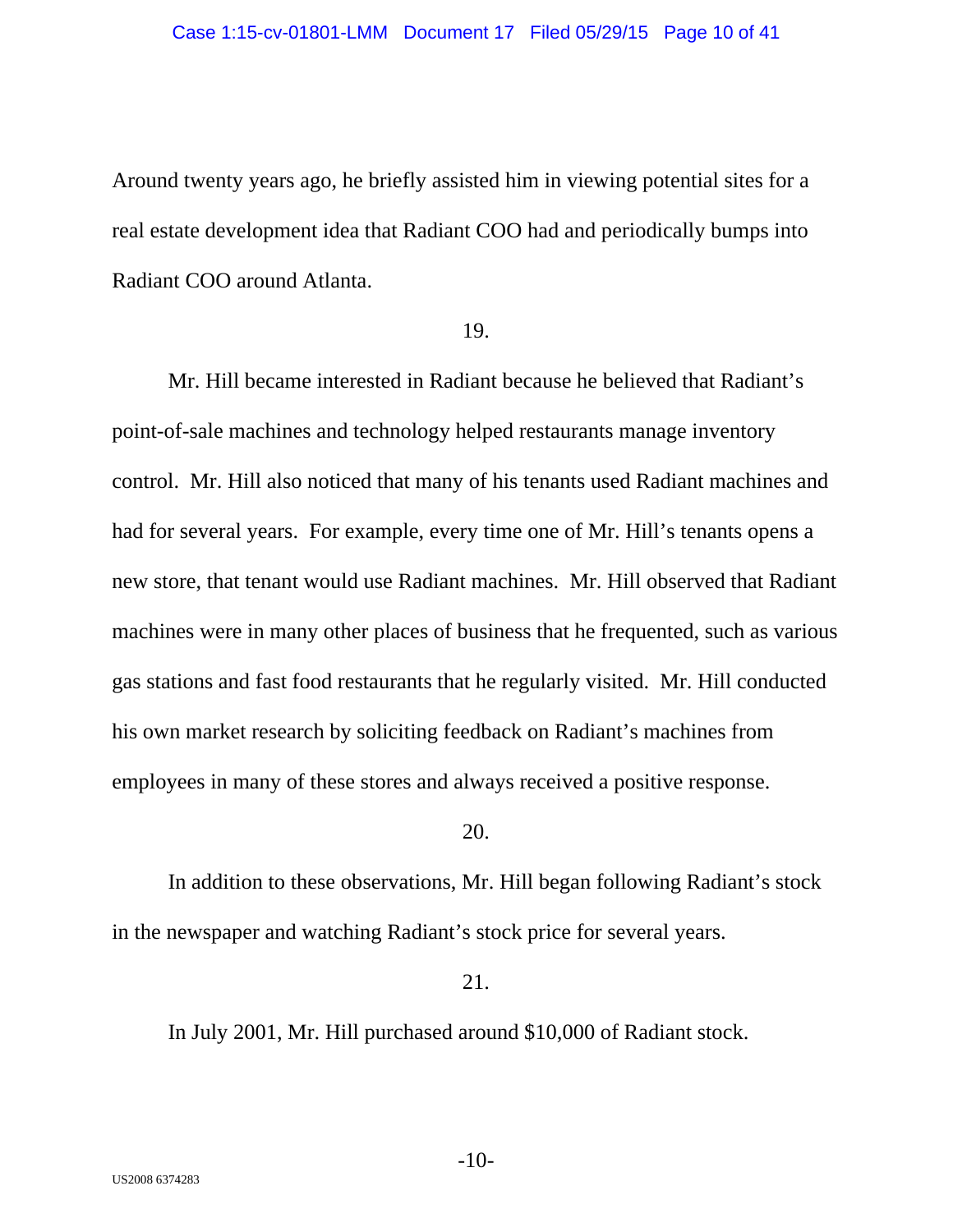Around twenty years ago, he briefly assisted him in viewing potential sites for a real estate development idea that Radiant COO had and periodically bumps into Radiant COO around Atlanta.

19.

Mr. Hill became interested in Radiant because he believed that Radiant's point-of-sale machines and technology helped restaurants manage inventory control. Mr. Hill also noticed that many of his tenants used Radiant machines and had for several years. For example, every time one of Mr. Hill's tenants opens a new store, that tenant would use Radiant machines. Mr. Hill observed that Radiant machines were in many other places of business that he frequented, such as various gas stations and fast food restaurants that he regularly visited. Mr. Hill conducted his own market research by soliciting feedback on Radiant's machines from employees in many of these stores and always received a positive response.

20.

In addition to these observations, Mr. Hill began following Radiant's stock in the newspaper and watching Radiant's stock price for several years.

21.

In July 2001, Mr. Hill purchased around $10,000 of Radiant stock.

US2008 6374283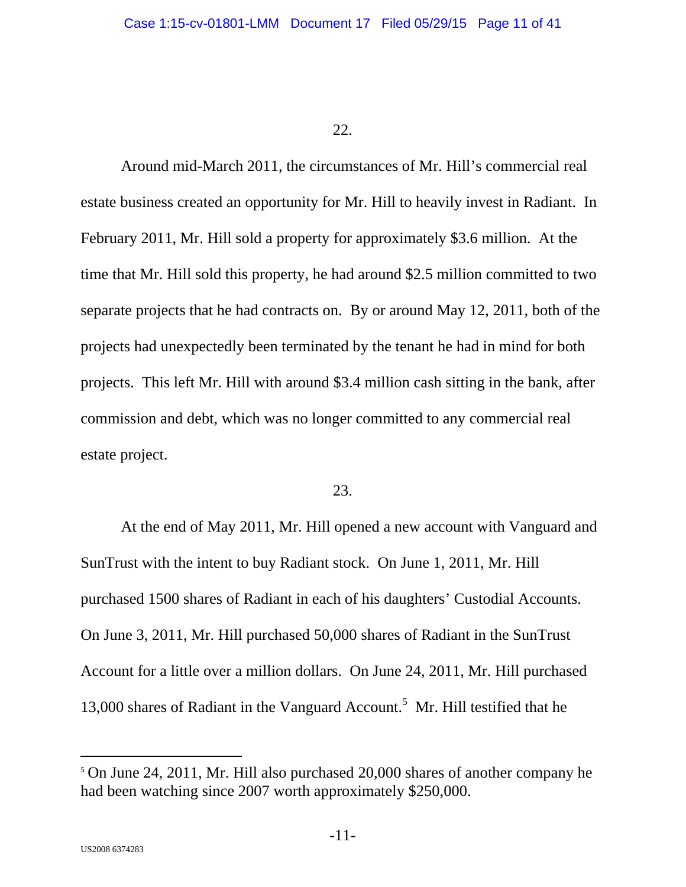22.

Around mid-March 2011, the circumstances of Mr. Hill's commercial real estate business created an opportunity for Mr. Hill to heavily invest in Radiant. In February 2011, Mr. Hill sold a property for approximately $3.6 million. At the time that Mr. Hill sold this property, he had around $2.5 million committed to two separate projects that he had contracts on. By or around May 12, 2011, both of the projects had unexpectedly been terminated by the tenant he had in mind for both projects. This left Mr. Hill with around $3.4 million cash sitting in the bank, after commission and debt, which was no longer committed to any commercial real estate project.

23.

At the end of May 2011, Mr. Hill opened a new account with Vanguard and SunTrust with the intent to buy Radiant stock. On June 1, 2011, Mr. Hill purchased 1500 shares of Radiant in each of his daughters' Custodial Accounts. On June 3, 2011, Mr. Hill purchased 50,000 shares of Radiant in the SunTrust Account for a little over a million dollars. On June 24, 2011, Mr. Hill purchased 13,000 shares of Radiant in the Vanguard Account.[5] Mr. Hill testified that he

[5] On June 24, 2011, Mr. Hill also purchased 20,000 shares of another company he had been watching since 2007 worth approximately $250,000.

US2008 6374283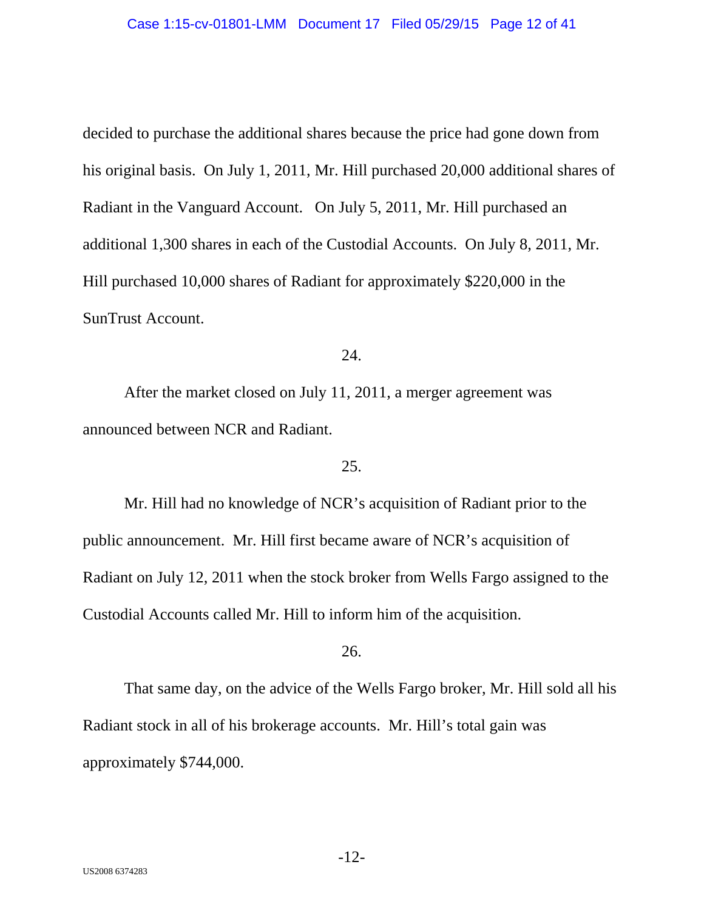decided to purchase the additional shares because the price had gone down from his original basis. On July 1, 2011, Mr. Hill purchased 20,000 additional shares of Radiant in the Vanguard Account. On July 5, 2011, Mr. Hill purchased an additional 1,300 shares in each of the Custodial Accounts. On July 8, 2011, Mr. Hill purchased 10,000 shares of Radiant for approximately $220,000 in the SunTrust Account.

24.

After the market closed on July 11, 2011, a merger agreement was announced between NCR and Radiant.

25.

Mr. Hill had no knowledge of NCR's acquisition of Radiant prior to the public announcement. Mr. Hill first became aware of NCR's acquisition of Radiant on July 12, 2011 when the stock broker from Wells Fargo assigned to the Custodial Accounts called Mr. Hill to inform him of the acquisition.

26.

That same day, on the advice of the Wells Fargo broker, Mr. Hill sold all his Radiant stock in all of his brokerage accounts. Mr. Hill's total gain was approximately $744,000.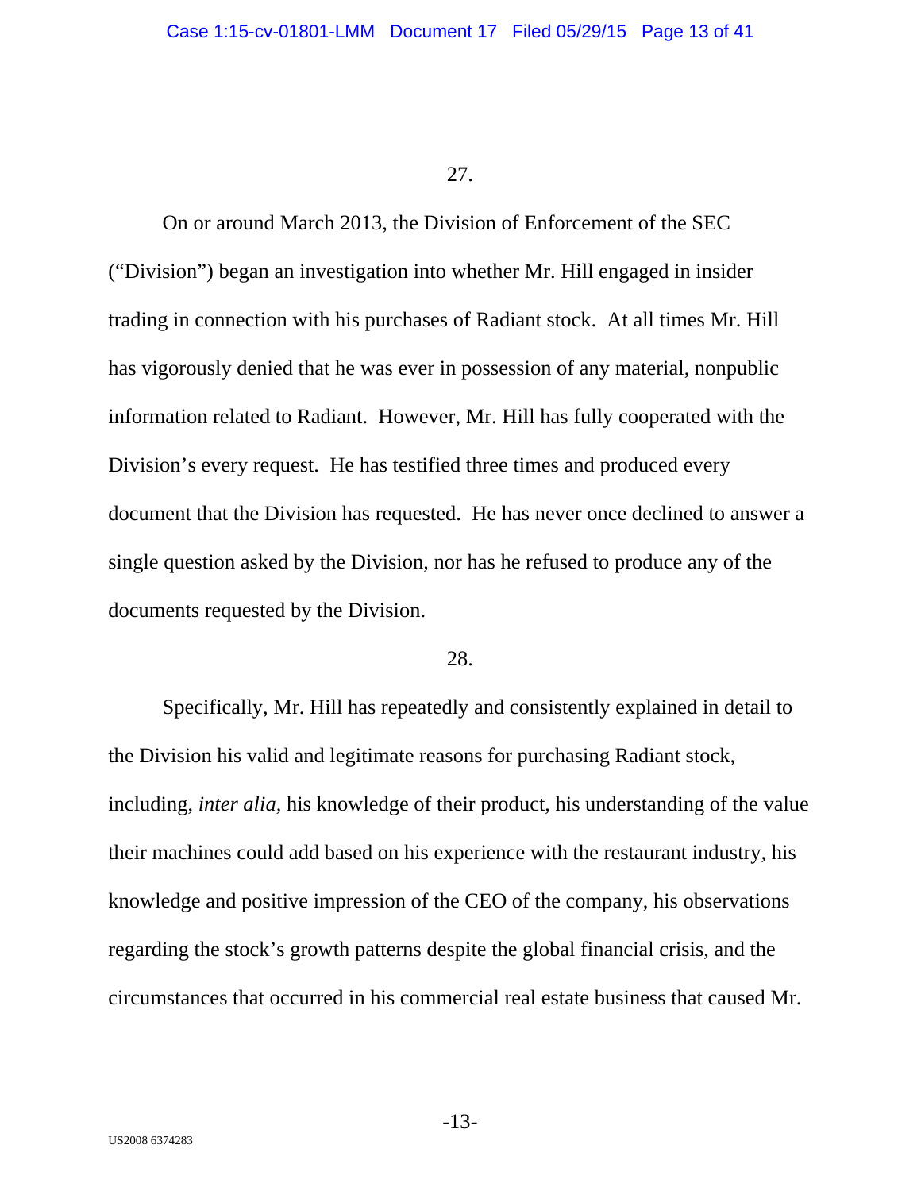27.

On or around March 2013, the Division of Enforcement of the SEC ("Division") began an investigation into whether Mr. Hill engaged in insider trading in connection with his purchases of Radiant stock. At all times Mr. Hill has vigorously denied that he was ever in possession of any material, nonpublic information related to Radiant. However, Mr. Hill has fully cooperated with the Division's every request. He has testified three times and produced every document that the Division has requested. He has never once declined to answer a single question asked by the Division, nor has he refused to produce any of the documents requested by the Division.

28.

Specifically, Mr. Hill has repeatedly and consistently explained in detail to the Division his valid and legitimate reasons for purchasing Radiant stock, including, *inter alia*, his knowledge of their product, his understanding of the value their machines could add based on his experience with the restaurant industry, his knowledge and positive impression of the CEO of the company, his observations regarding the stock's growth patterns despite the global financial crisis, and the circumstances that occurred in his commercial real estate business that caused Mr.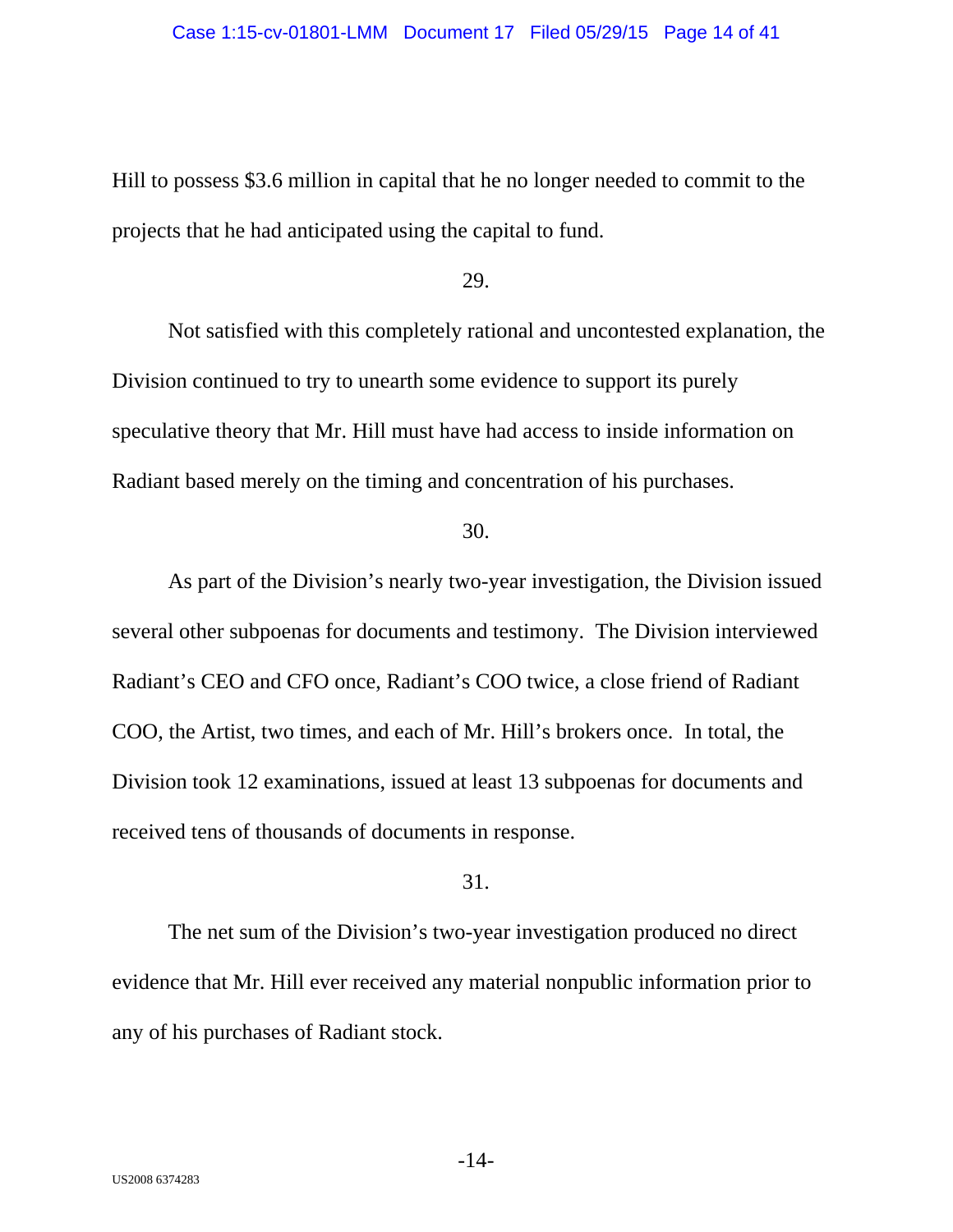Hill to possess $3.6 million in capital that he no longer needed to commit to the projects that he had anticipated using the capital to fund.

29.

Not satisfied with this completely rational and uncontested explanation, the Division continued to try to unearth some evidence to support its purely speculative theory that Mr. Hill must have had access to inside information on Radiant based merely on the timing and concentration of his purchases.

30.

As part of the Division's nearly two-year investigation, the Division issued several other subpoenas for documents and testimony. The Division interviewed Radiant's CEO and CFO once, Radiant's COO twice, a close friend of Radiant COO, the Artist, two times, and each of Mr. Hill's brokers once. In total, the Division took 12 examinations, issued at least 13 subpoenas for documents and received tens of thousands of documents in response.

31.

The net sum of the Division's two-year investigation produced no direct evidence that Mr. Hill ever received any material nonpublic information prior to any of his purchases of Radiant stock.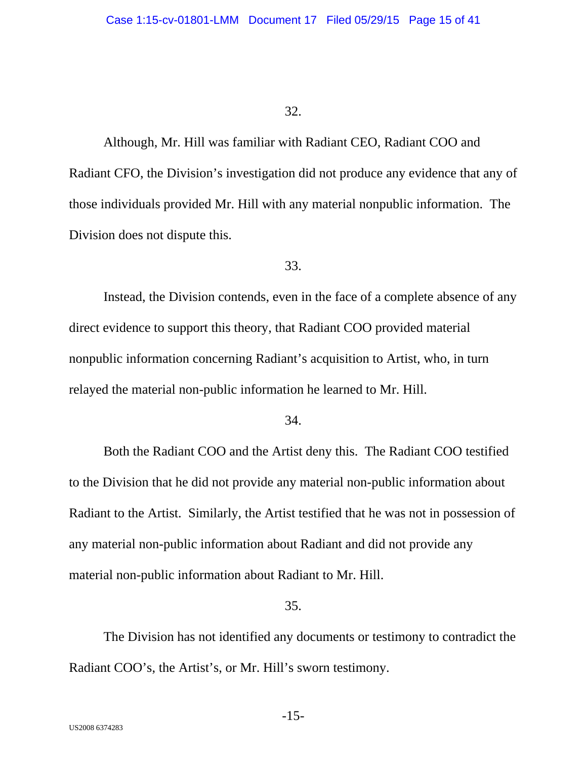32.

Although, Mr. Hill was familiar with Radiant CEO, Radiant COO and Radiant CFO, the Division's investigation did not produce any evidence that any of those individuals provided Mr. Hill with any material nonpublic information. The Division does not dispute this.

33.

Instead, the Division contends, even in the face of a complete absence of any direct evidence to support this theory, that Radiant COO provided material nonpublic information concerning Radiant's acquisition to Artist, who, in turn relayed the material non-public information he learned to Mr. Hill.

34.

Both the Radiant COO and the Artist deny this. The Radiant COO testified to the Division that he did not provide any material non-public information about Radiant to the Artist. Similarly, the Artist testified that he was not in possession of any material non-public information about Radiant and did not provide any material non-public information about Radiant to Mr. Hill.

35.

The Division has not identified any documents or testimony to contradict the Radiant COO's, the Artist's, or Mr. Hill's sworn testimony.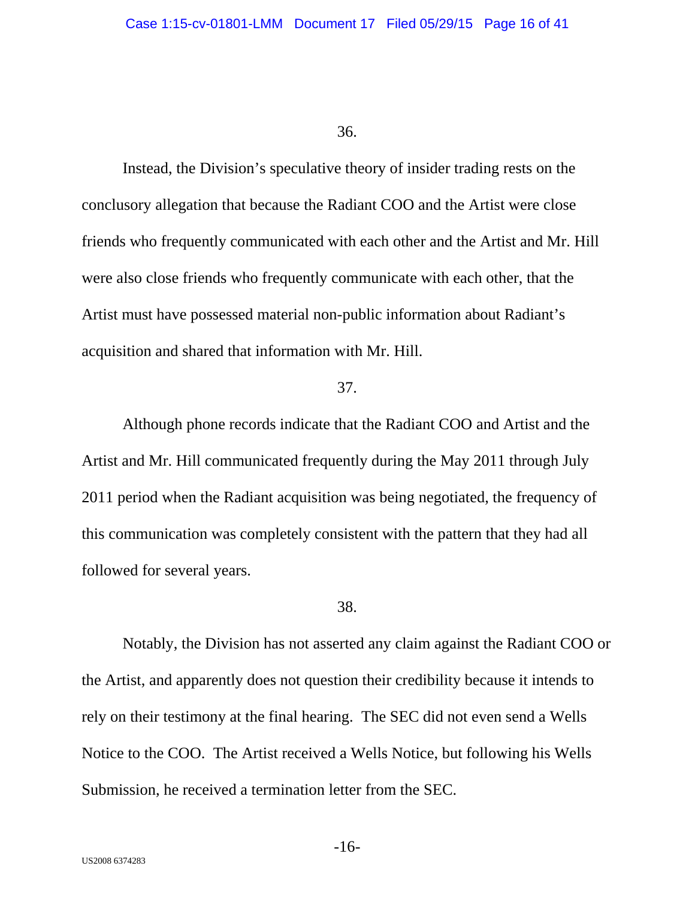36.

Instead, the Division's speculative theory of insider trading rests on the conclusory allegation that because the Radiant COO and the Artist were close friends who frequently communicated with each other and the Artist and Mr. Hill were also close friends who frequently communicate with each other, that the Artist must have possessed material non-public information about Radiant's acquisition and shared that information with Mr. Hill.

37.

Although phone records indicate that the Radiant COO and Artist and the Artist and Mr. Hill communicated frequently during the May 2011 through July 2011 period when the Radiant acquisition was being negotiated, the frequency of this communication was completely consistent with the pattern that they had all followed for several years.

38.

Notably, the Division has not asserted any claim against the Radiant COO or the Artist, and apparently does not question their credibility because it intends to rely on their testimony at the final hearing. The SEC did not even send a Wells Notice to the COO. The Artist received a Wells Notice, but following his Wells Submission, he received a termination letter from the SEC.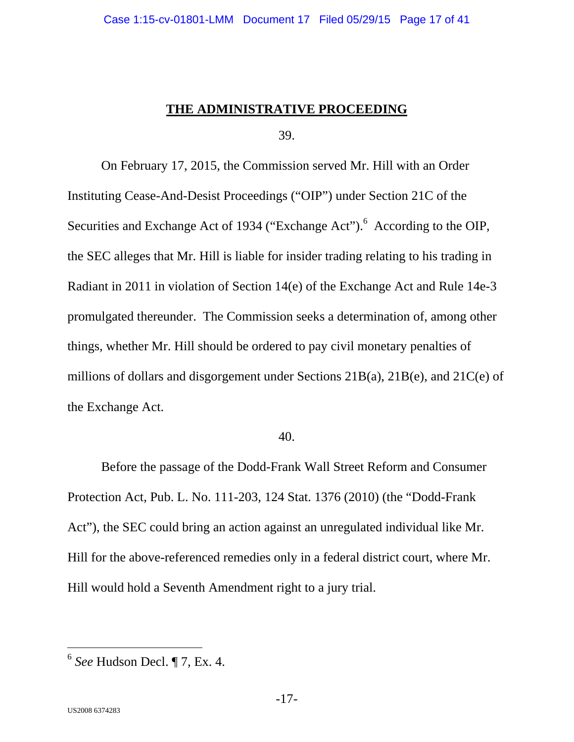## THE ADMINISTRATIVE PROCEEDING

39.

On February 17, 2015, the Commission served Mr. Hill with an Order Instituting Cease-And-Desist Proceedings ("OIP") under Section 21C of the Securities and Exchange Act of 1934 ("Exchange Act").[6] According to the OIP, the SEC alleges that Mr. Hill is liable for insider trading relating to his trading in Radiant in 2011 in violation of Section 14(e) of the Exchange Act and Rule 14e-3 promulgated thereunder. The Commission seeks a determination of, among other things, whether Mr. Hill should be ordered to pay civil monetary penalties of millions of dollars and disgorgement under Sections 21B(a), 21B(e), and 21C(e) of the Exchange Act.

40.

Before the passage of the Dodd-Frank Wall Street Reform and Consumer Protection Act, Pub. L. No. 111-203, 124 Stat. 1376 (2010) (the "Dodd-Frank Act"), the SEC could bring an action against an unregulated individual like Mr. Hill for the above-referenced remedies only in a federal district court, where Mr. Hill would hold a Seventh Amendment right to a jury trial.

---

[6] *See* Hudson Decl. ¶ 7, Ex. 4.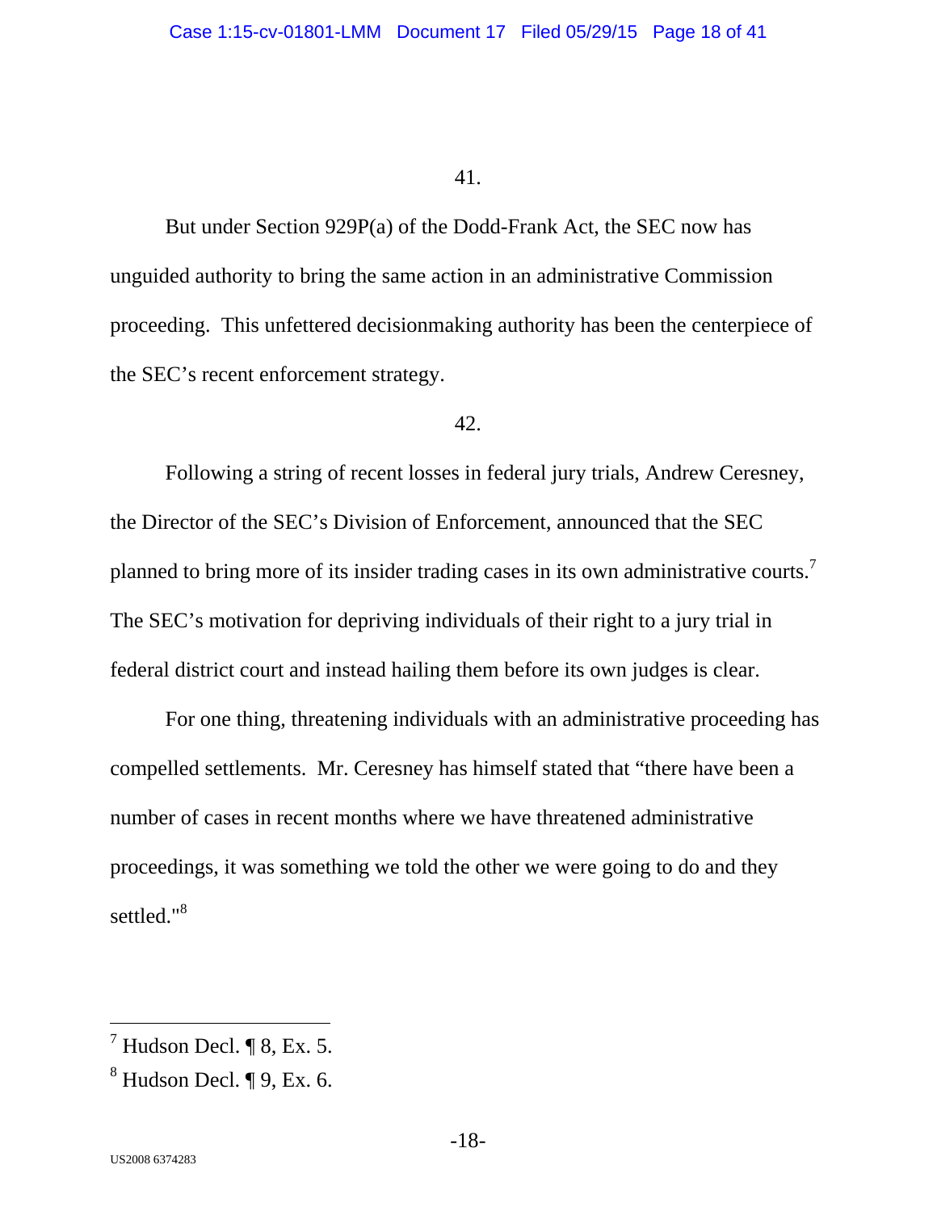41.

But under Section 929P(a) of the Dodd-Frank Act, the SEC now has unguided authority to bring the same action in an administrative Commission proceeding. This unfettered decisionmaking authority has been the centerpiece of the SEC's recent enforcement strategy.

42.

Following a string of recent losses in federal jury trials, Andrew Ceresney, the Director of the SEC's Division of Enforcement, announced that the SEC planned to bring more of its insider trading cases in its own administrative courts.[7] The SEC's motivation for depriving individuals of their right to a jury trial in federal district court and instead hailing them before its own judges is clear.

For one thing, threatening individuals with an administrative proceeding has compelled settlements. Mr. Ceresney has himself stated that "there have been a number of cases in recent months where we have threatened administrative proceedings, it was something we told the other we were going to do and they settled."[8]

---

[7] Hudson Decl. ¶ 8, Ex. 5.

[8] Hudson Decl. ¶ 9, Ex. 6.

US2008 6374283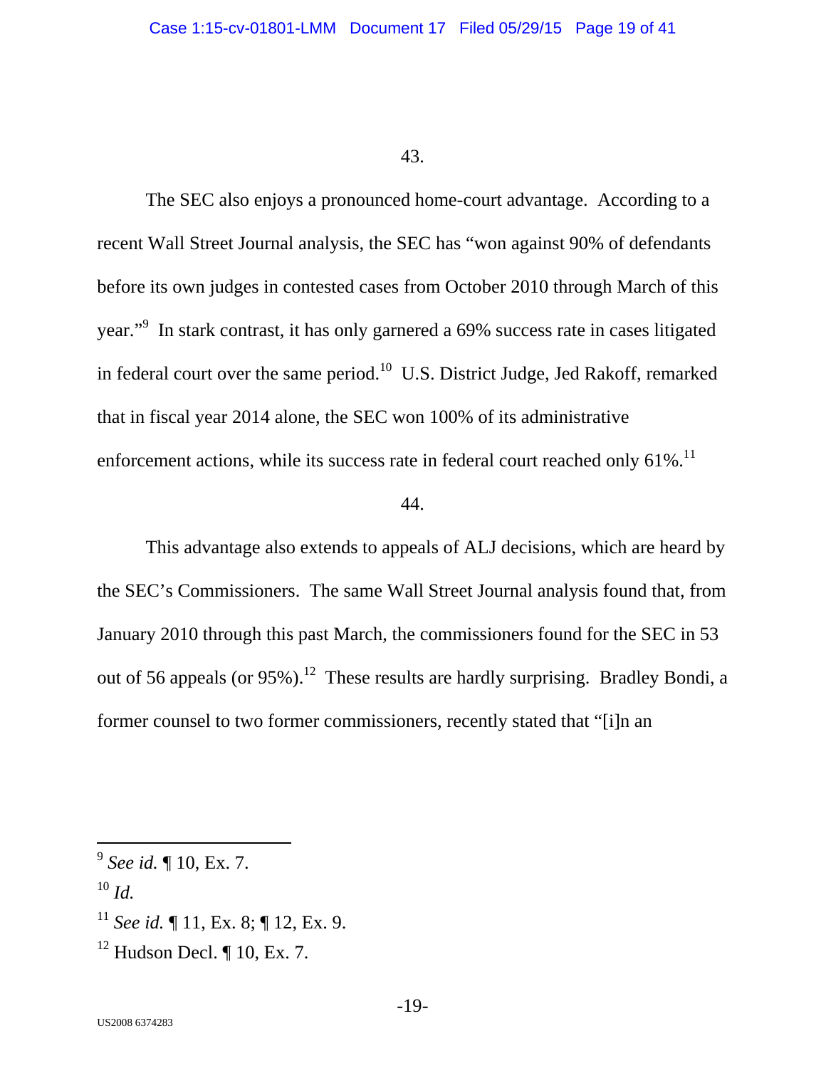43.

The SEC also enjoys a pronounced home-court advantage. According to a recent Wall Street Journal analysis, the SEC has "won against 90% of defendants before its own judges in contested cases from October 2010 through March of this year."[9] In stark contrast, it has only garnered a 69% success rate in cases litigated in federal court over the same period.[10] U.S. District Judge, Jed Rakoff, remarked that in fiscal year 2014 alone, the SEC won 100% of its administrative enforcement actions, while its success rate in federal court reached only 61%.[11]

44.

This advantage also extends to appeals of ALJ decisions, which are heard by the SEC's Commissioners. The same Wall Street Journal analysis found that, from January 2010 through this past March, the commissioners found for the SEC in 53 out of 56 appeals (or 95%).[12] These results are hardly surprising. Bradley Bondi, a former counsel to two former commissioners, recently stated that "[i]n an

---

[9] *See id.* ¶ 10, Ex. 7.

[10] *Id.*

[11] *See id.* ¶ 11, Ex. 8; ¶ 12, Ex. 9.

[12] Hudson Decl. ¶ 10, Ex. 7.

US2008 6374283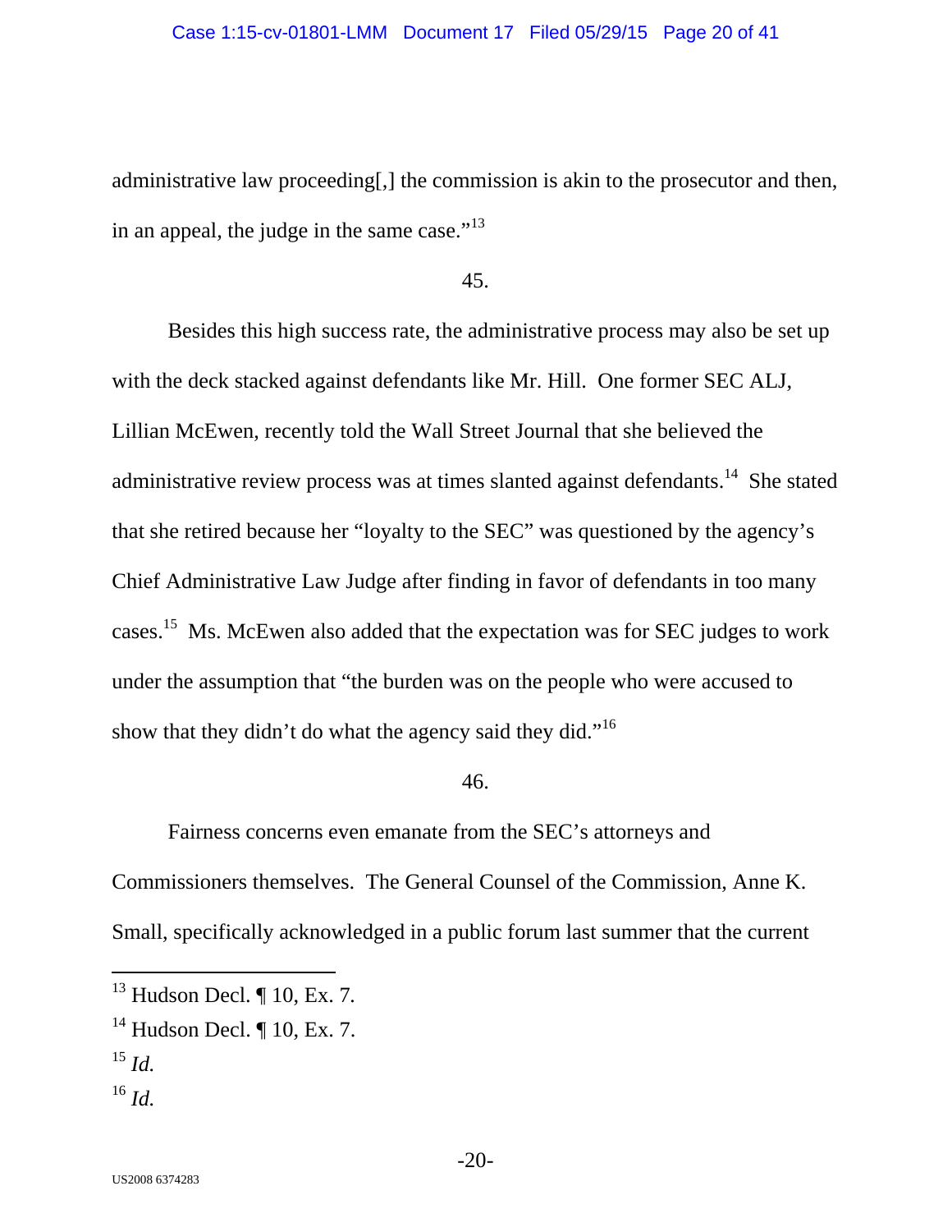administrative law proceeding[,] the commission is akin to the prosecutor and then, in an appeal, the judge in the same case."[13]

45.

Besides this high success rate, the administrative process may also be set up with the deck stacked against defendants like Mr. Hill. One former SEC ALJ, Lillian McEwen, recently told the Wall Street Journal that she believed the administrative review process was at times slanted against defendants.[14] She stated that she retired because her "loyalty to the SEC" was questioned by the agency's Chief Administrative Law Judge after finding in favor of defendants in too many cases.[15] Ms. McEwen also added that the expectation was for SEC judges to work under the assumption that "the burden was on the people who were accused to show that they didn't do what the agency said they did."[16]

46.

Fairness concerns even emanate from the SEC's attorneys and Commissioners themselves. The General Counsel of the Commission, Anne K. Small, specifically acknowledged in a public forum last summer that the current

---

[13] Hudson Decl. ¶ 10, Ex. 7.

[14] Hudson Decl. ¶ 10, Ex. 7.

[15] *Id.*

[16] *Id.*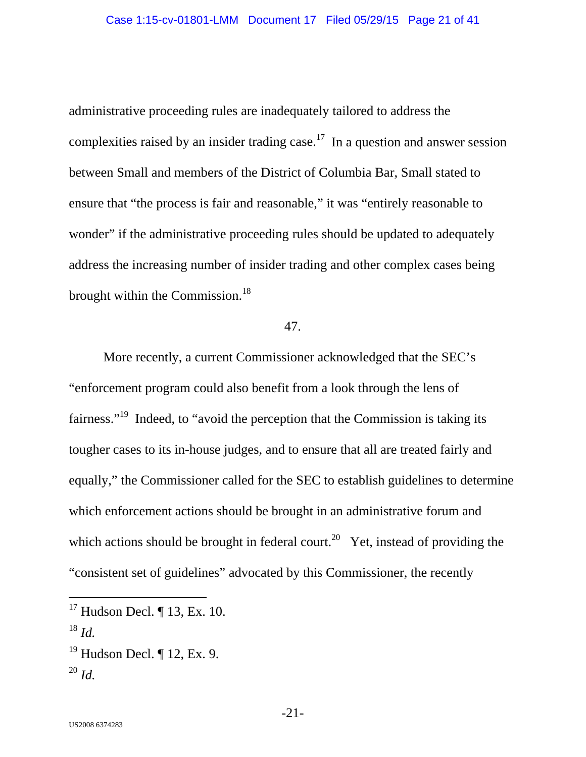administrative proceeding rules are inadequately tailored to address the complexities raised by an insider trading case.[17] In a question and answer session between Small and members of the District of Columbia Bar, Small stated to ensure that "the process is fair and reasonable," it was "entirely reasonable to wonder" if the administrative proceeding rules should be updated to adequately address the increasing number of insider trading and other complex cases being brought within the Commission.[18]

47.

More recently, a current Commissioner acknowledged that the SEC's "enforcement program could also benefit from a look through the lens of fairness."[19] Indeed, to "avoid the perception that the Commission is taking its tougher cases to its in-house judges, and to ensure that all are treated fairly and equally," the Commissioner called for the SEC to establish guidelines to determine which enforcement actions should be brought in an administrative forum and which actions should be brought in federal court.[20] Yet, instead of providing the "consistent set of guidelines" advocated by this Commissioner, the recently

---

[17] Hudson Decl. ¶ 13, Ex. 10.

[18] *Id.*

[19] Hudson Decl. ¶ 12, Ex. 9.

[20] *Id.*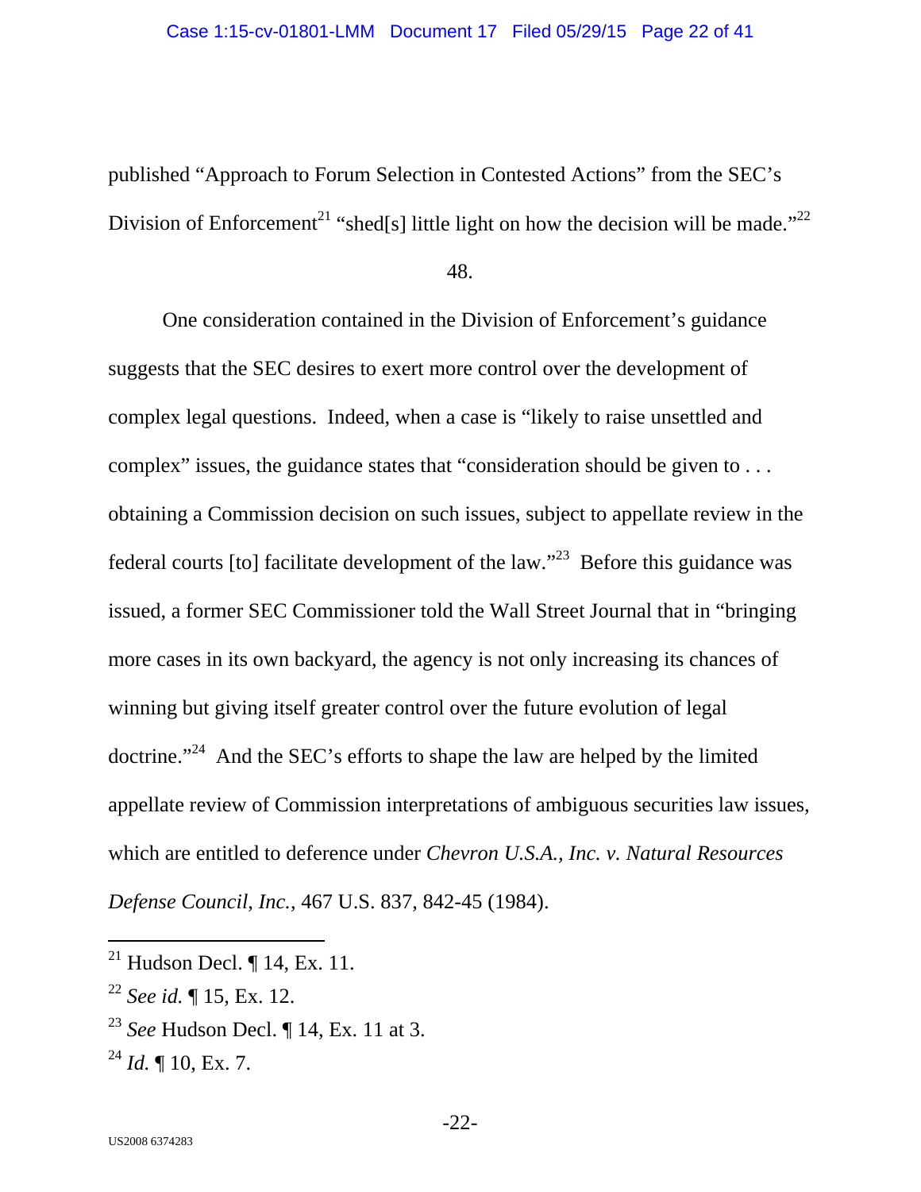published "Approach to Forum Selection in Contested Actions" from the SEC's Division of Enforcement[21] "shed[s] little light on how the decision will be made."[22]

48.

One consideration contained in the Division of Enforcement's guidance suggests that the SEC desires to exert more control over the development of complex legal questions. Indeed, when a case is "likely to raise unsettled and complex" issues, the guidance states that "consideration should be given to . . . obtaining a Commission decision on such issues, subject to appellate review in the federal courts [to] facilitate development of the law."[23] Before this guidance was issued, a former SEC Commissioner told the Wall Street Journal that in "bringing more cases in its own backyard, the agency is not only increasing its chances of winning but giving itself greater control over the future evolution of legal doctrine."[24] And the SEC's efforts to shape the law are helped by the limited appellate review of Commission interpretations of ambiguous securities law issues, which are entitled to deference under *Chevron U.S.A., Inc. v. Natural Resources Defense Council, Inc.*, 467 U.S. 837, 842-45 (1984).

---

[21] Hudson Decl. ¶ 14, Ex. 11.

[22] *See id.* ¶ 15, Ex. 12.

[23] *See* Hudson Decl. ¶ 14, Ex. 11 at 3.

[24] *Id.* ¶ 10, Ex. 7.

US2008 6374283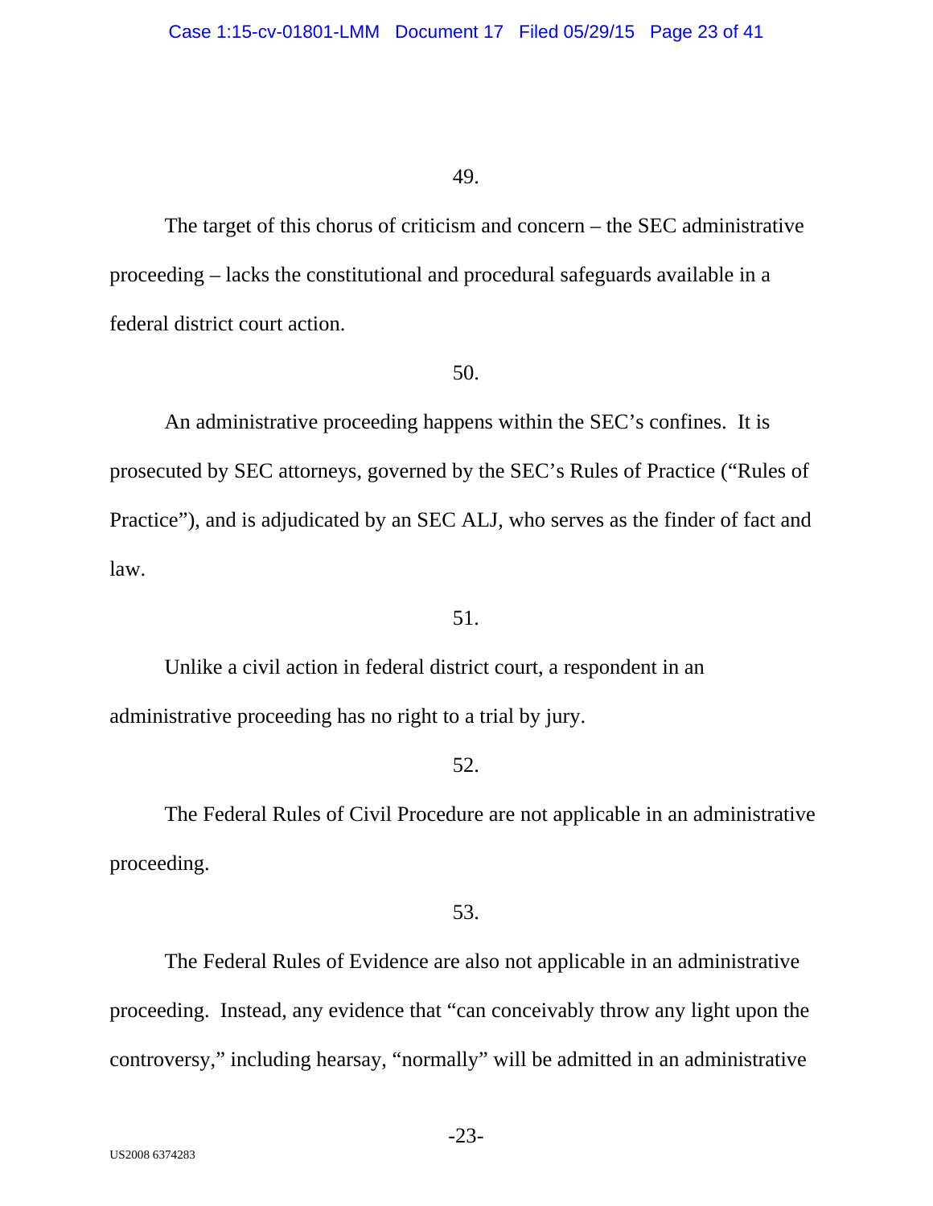49.

The target of this chorus of criticism and concern – the SEC administrative proceeding – lacks the constitutional and procedural safeguards available in a federal district court action.

50.

An administrative proceeding happens within the SEC's confines. It is prosecuted by SEC attorneys, governed by the SEC's Rules of Practice ("Rules of Practice"), and is adjudicated by an SEC ALJ, who serves as the finder of fact and law.

51.

Unlike a civil action in federal district court, a respondent in an administrative proceeding has no right to a trial by jury.

52.

The Federal Rules of Civil Procedure are not applicable in an administrative proceeding.

53.

The Federal Rules of Evidence are also not applicable in an administrative proceeding. Instead, any evidence that "can conceivably throw any light upon the controversy," including hearsay, "normally" will be admitted in an administrative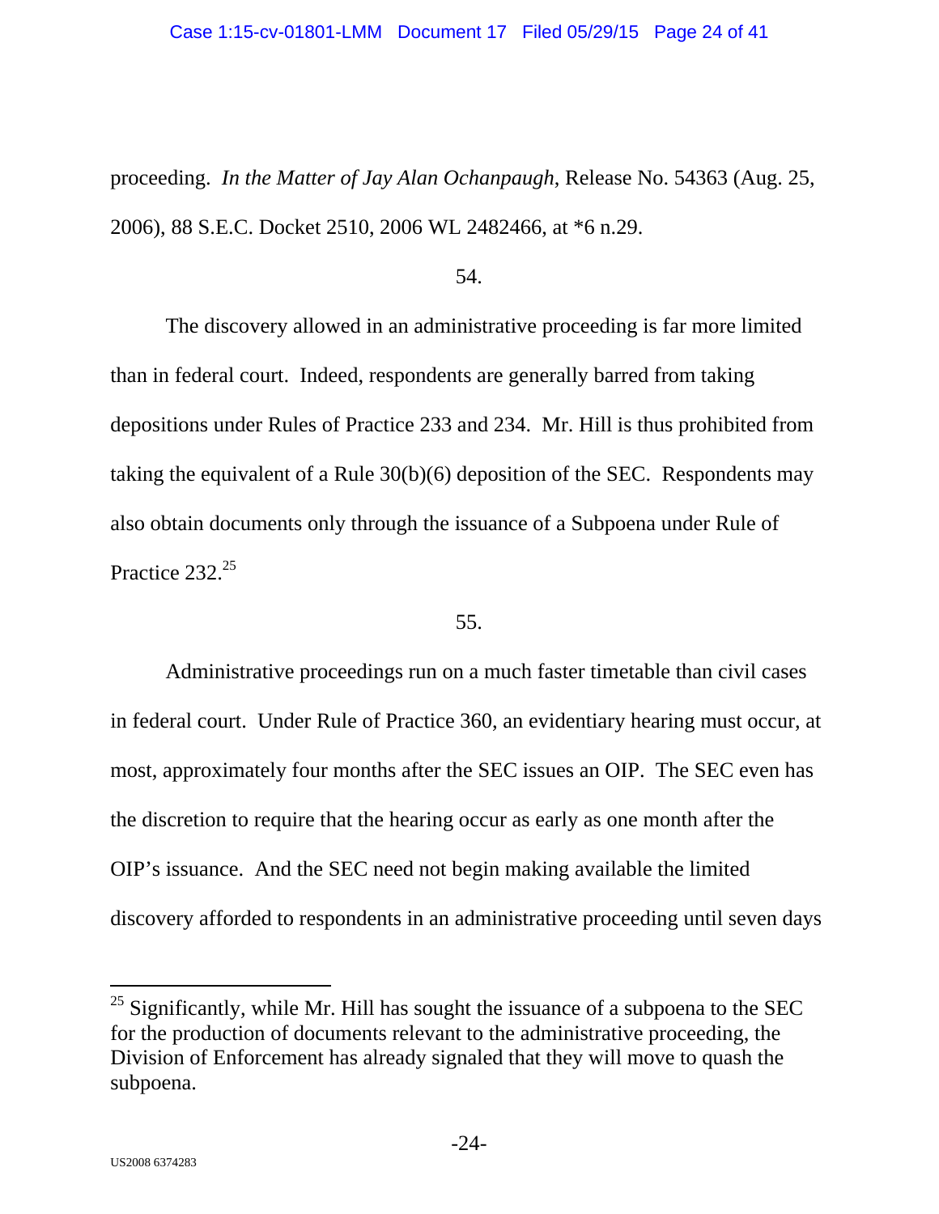proceeding. *In the Matter of Jay Alan Ochanpaugh*, Release No. 54363 (Aug. 25, 2006), 88 S.E.C. Docket 2510, 2006 WL 2482466, at *6 n.29.

54.

The discovery allowed in an administrative proceeding is far more limited than in federal court. Indeed, respondents are generally barred from taking depositions under Rules of Practice 233 and 234. Mr. Hill is thus prohibited from taking the equivalent of a Rule 30(b)(6) deposition of the SEC. Respondents may also obtain documents only through the issuance of a Subpoena under Rule of Practice 232.[25]

55.

Administrative proceedings run on a much faster timetable than civil cases in federal court. Under Rule of Practice 360, an evidentiary hearing must occur, at most, approximately four months after the SEC issues an OIP. The SEC even has the discretion to require that the hearing occur as early as one month after the OIP's issuance. And the SEC need not begin making available the limited discovery afforded to respondents in an administrative proceeding until seven days

[25] Significantly, while Mr. Hill has sought the issuance of a subpoena to the SEC for the production of documents relevant to the administrative proceeding, the Division of Enforcement has already signaled that they will move to quash the subpoena.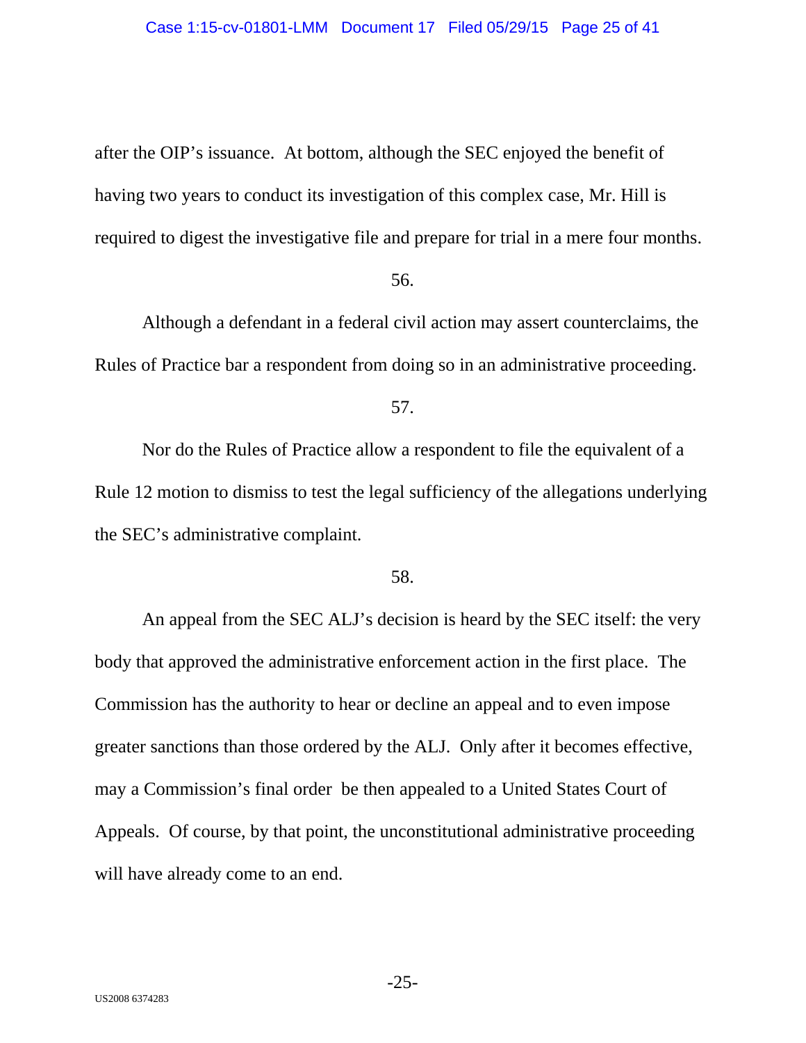after the OIP's issuance. At bottom, although the SEC enjoyed the benefit of having two years to conduct its investigation of this complex case, Mr. Hill is required to digest the investigative file and prepare for trial in a mere four months.

56.

Although a defendant in a federal civil action may assert counterclaims, the Rules of Practice bar a respondent from doing so in an administrative proceeding.

57.

Nor do the Rules of Practice allow a respondent to file the equivalent of a Rule 12 motion to dismiss to test the legal sufficiency of the allegations underlying the SEC's administrative complaint.

58.

An appeal from the SEC ALJ's decision is heard by the SEC itself: the very body that approved the administrative enforcement action in the first place. The Commission has the authority to hear or decline an appeal and to even impose greater sanctions than those ordered by the ALJ. Only after it becomes effective, may a Commission's final order be then appealed to a United States Court of Appeals. Of course, by that point, the unconstitutional administrative proceeding will have already come to an end.

US2008 6374283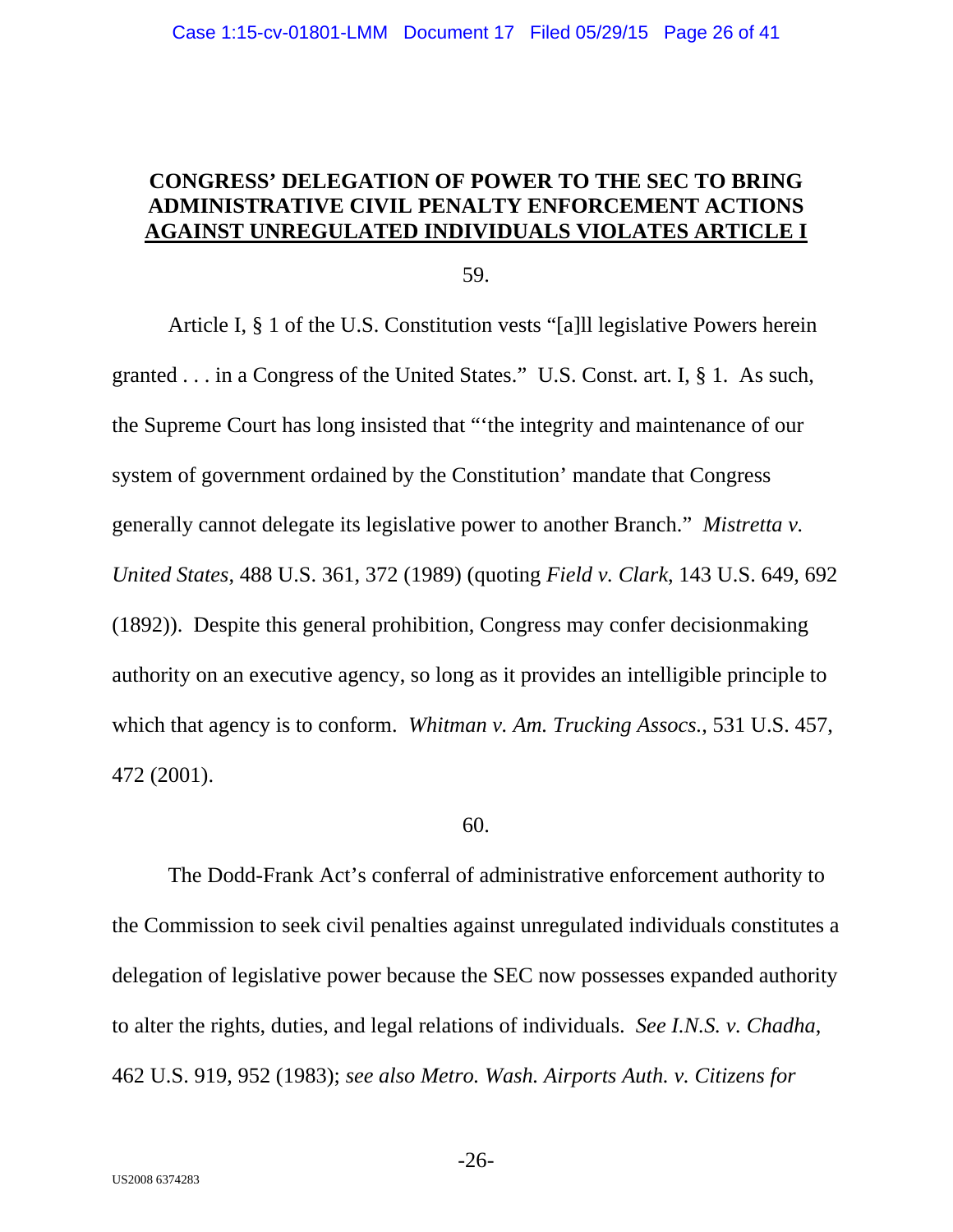**CONGRESS' DELEGATION OF POWER TO THE SEC TO BRING ADMINISTRATIVE CIVIL PENALTY ENFORCEMENT ACTIONS AGAINST UNREGULATED INDIVIDUALS VIOLATES ARTICLE I**

59.

Article I, § 1 of the U.S. Constitution vests "[a]ll legislative Powers herein granted . . . in a Congress of the United States." U.S. Const. art. I, § 1. As such, the Supreme Court has long insisted that "'the integrity and maintenance of our system of government ordained by the Constitution' mandate that Congress generally cannot delegate its legislative power to another Branch." *Mistretta v. United States*, 488 U.S. 361, 372 (1989) (quoting *Field v. Clark*, 143 U.S. 649, 692 (1892)). Despite this general prohibition, Congress may confer decisionmaking authority on an executive agency, so long as it provides an intelligible principle to which that agency is to conform. *Whitman v. Am. Trucking Assocs.*, 531 U.S. 457, 472 (2001).

60.

The Dodd-Frank Act's conferral of administrative enforcement authority to the Commission to seek civil penalties against unregulated individuals constitutes a delegation of legislative power because the SEC now possesses expanded authority to alter the rights, duties, and legal relations of individuals. *See I.N.S. v. Chadha*, 462 U.S. 919, 952 (1983); *see also Metro. Wash. Airports Auth. v. Citizens for*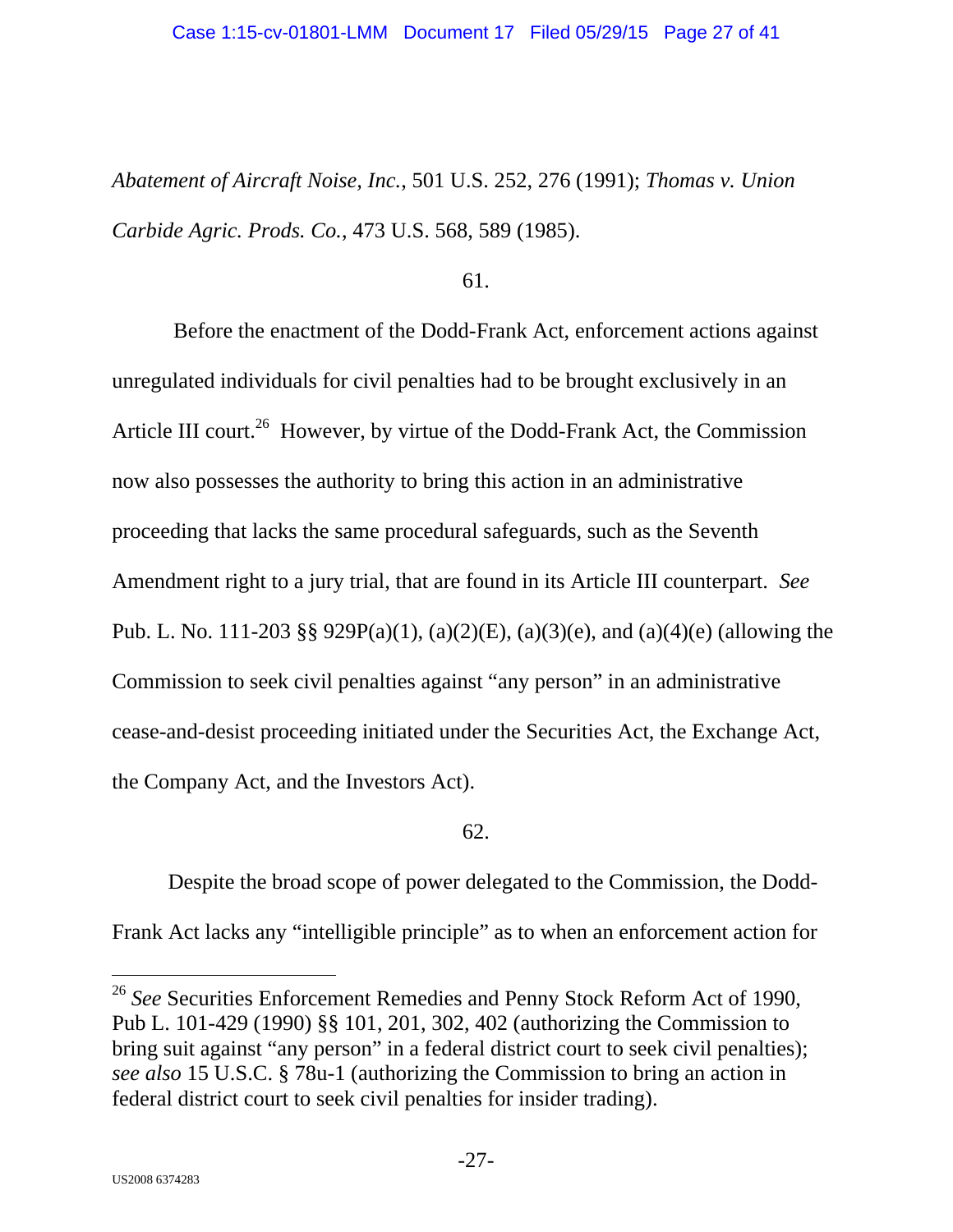*Abatement of Aircraft Noise, Inc.*, 501 U.S. 252, 276 (1991); *Thomas v. Union Carbide Agric. Prods. Co.*, 473 U.S. 568, 589 (1985).

61.

Before the enactment of the Dodd-Frank Act, enforcement actions against unregulated individuals for civil penalties had to be brought exclusively in an Article III court.[26] However, by virtue of the Dodd-Frank Act, the Commission now also possesses the authority to bring this action in an administrative proceeding that lacks the same procedural safeguards, such as the Seventh Amendment right to a jury trial, that are found in its Article III counterpart. *See* Pub. L. No. 111-203 §§ 929P(a)(1), (a)(2)(E), (a)(3)(e), and (a)(4)(e) (allowing the Commission to seek civil penalties against "any person" in an administrative cease-and-desist proceeding initiated under the Securities Act, the Exchange Act, the Company Act, and the Investors Act).

62.

Despite the broad scope of power delegated to the Commission, the Dodd-Frank Act lacks any "intelligible principle" as to when an enforcement action for

---

[26] *See* Securities Enforcement Remedies and Penny Stock Reform Act of 1990, Pub L. 101-429 (1990) §§ 101, 201, 302, 402 (authorizing the Commission to bring suit against "any person" in a federal district court to seek civil penalties); *see also* 15 U.S.C. § 78u-1 (authorizing the Commission to bring an action in federal district court to seek civil penalties for insider trading).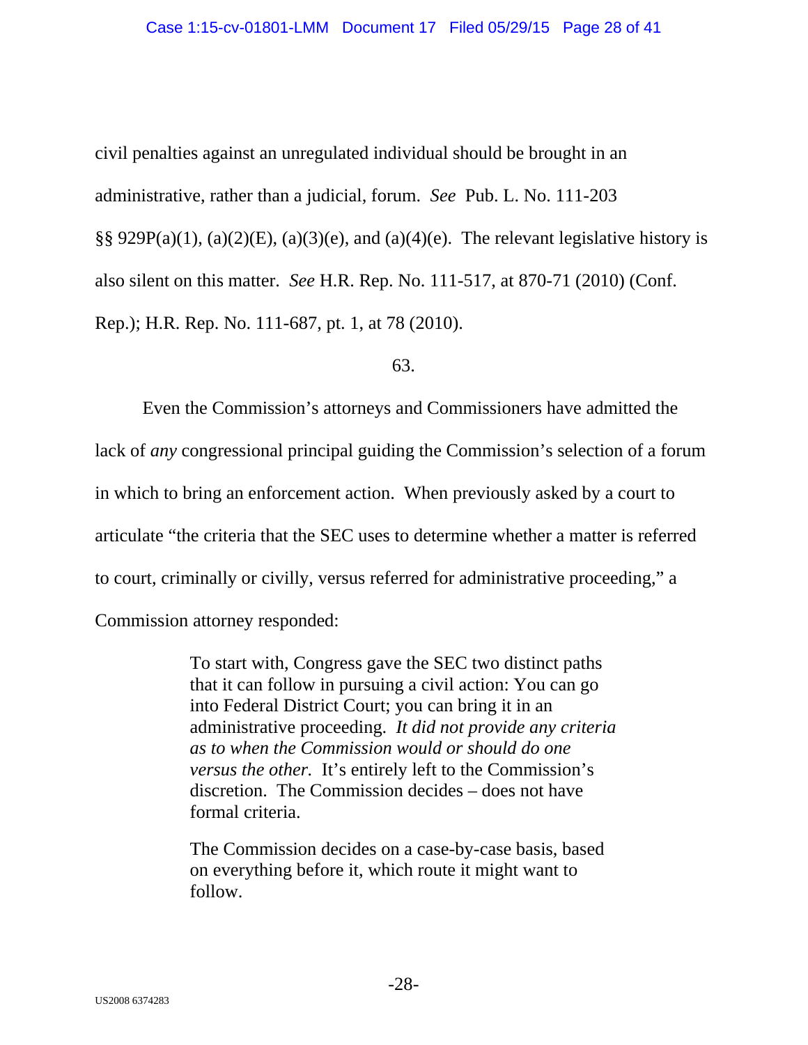civil penalties against an unregulated individual should be brought in an administrative, rather than a judicial, forum. *See* Pub. L. No. 111-203 §§ 929P(a)(1), (a)(2)(E), (a)(3)(e), and (a)(4)(e). The relevant legislative history is also silent on this matter. *See* H.R. Rep. No. 111-517, at 870-71 (2010) (Conf. Rep.); H.R. Rep. No. 111-687, pt. 1, at 78 (2010).

63.

Even the Commission's attorneys and Commissioners have admitted the lack of *any* congressional principal guiding the Commission's selection of a forum in which to bring an enforcement action. When previously asked by a court to articulate "the criteria that the SEC uses to determine whether a matter is referred to court, criminally or civilly, versus referred for administrative proceeding," a Commission attorney responded:

> To start with, Congress gave the SEC two distinct paths that it can follow in pursuing a civil action: You can go into Federal District Court; you can bring it in an administrative proceeding. *It did not provide any criteria as to when the Commission would or should do one versus the other.* It's entirely left to the Commission's discretion. The Commission decides – does not have formal criteria.
>
> The Commission decides on a case-by-case basis, based on everything before it, which route it might want to follow.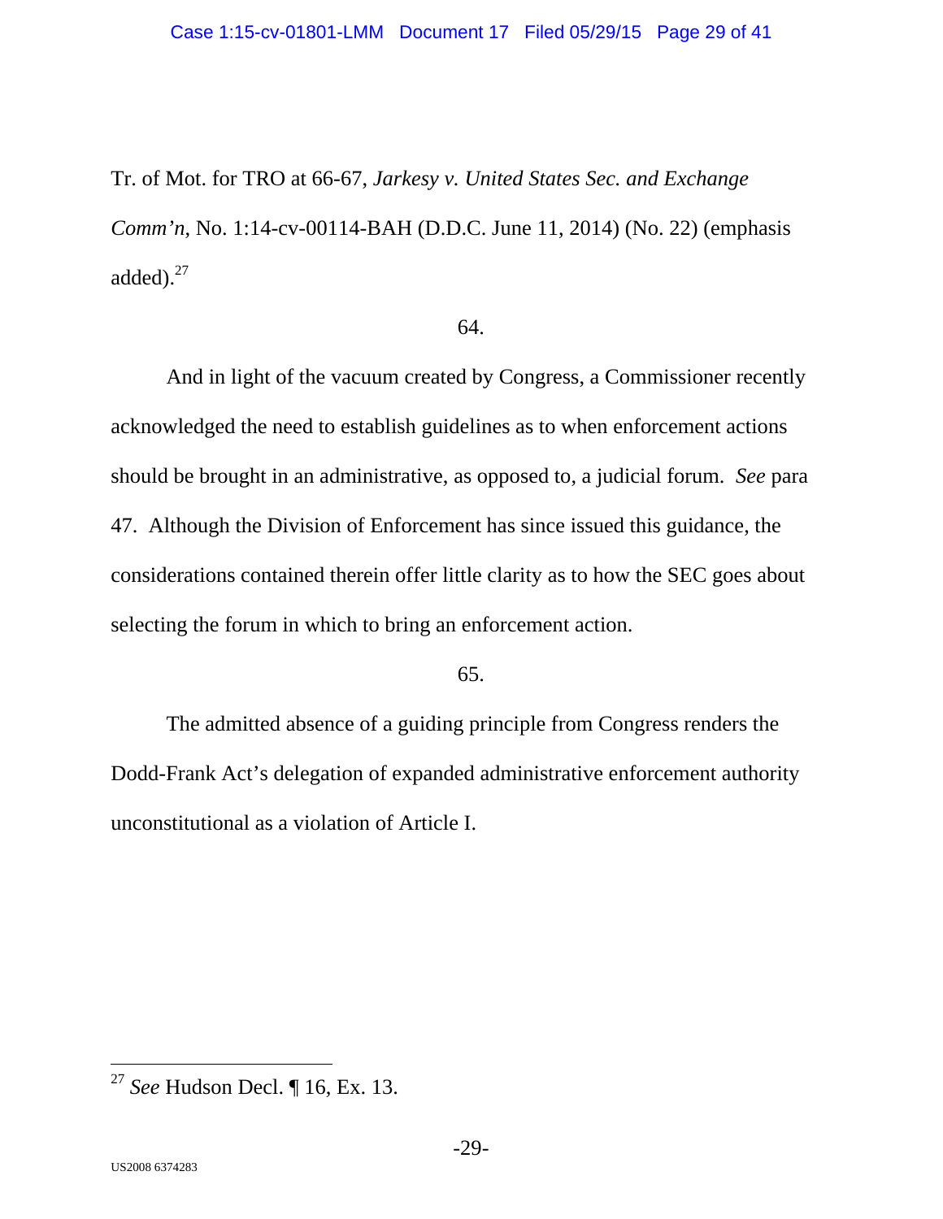Tr. of Mot. for TRO at 66-67, *Jarkesy v. United States Sec. and Exchange Comm'n*, No. 1:14-cv-00114-BAH (D.D.C. June 11, 2014) (No. 22) (emphasis added).[27]

64.

And in light of the vacuum created by Congress, a Commissioner recently acknowledged the need to establish guidelines as to when enforcement actions should be brought in an administrative, as opposed to, a judicial forum. *See* para 47. Although the Division of Enforcement has since issued this guidance, the considerations contained therein offer little clarity as to how the SEC goes about selecting the forum in which to bring an enforcement action.

65.

The admitted absence of a guiding principle from Congress renders the Dodd-Frank Act's delegation of expanded administrative enforcement authority unconstitutional as a violation of Article I.

---

[27] *See* Hudson Decl. ¶ 16, Ex. 13.

US2008 6374283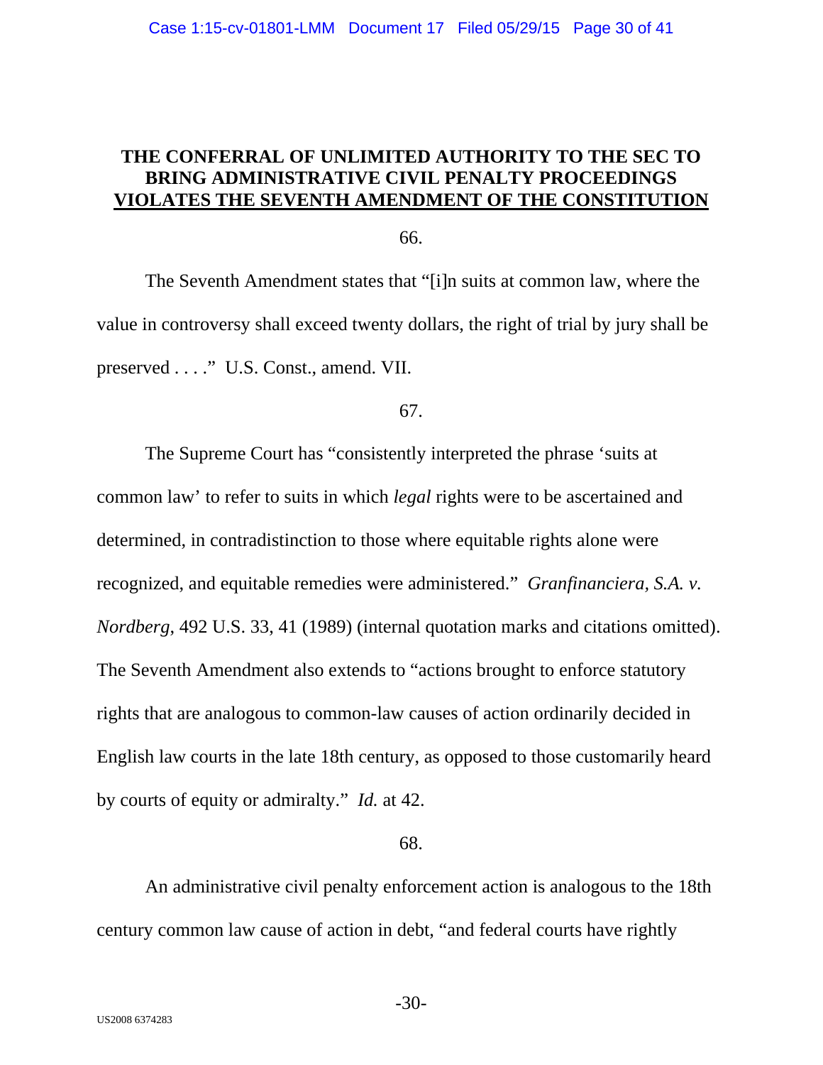## THE CONFERRAL OF UNLIMITED AUTHORITY TO THE SEC TO BRING ADMINISTRATIVE CIVIL PENALTY PROCEEDINGS VIOLATES THE SEVENTH AMENDMENT OF THE CONSTITUTION

66.

The Seventh Amendment states that "[i]n suits at common law, where the value in controversy shall exceed twenty dollars, the right of trial by jury shall be preserved . . . ." U.S. Const., amend. VII.

67.

The Supreme Court has "consistently interpreted the phrase 'suits at common law' to refer to suits in which *legal* rights were to be ascertained and determined, in contradistinction to those where equitable rights alone were recognized, and equitable remedies were administered." *Granfinanciera, S.A. v. Nordberg*, 492 U.S. 33, 41 (1989) (internal quotation marks and citations omitted). The Seventh Amendment also extends to "actions brought to enforce statutory rights that are analogous to common-law causes of action ordinarily decided in English law courts in the late 18th century, as opposed to those customarily heard by courts of equity or admiralty." *Id.* at 42.

68.

An administrative civil penalty enforcement action is analogous to the 18th century common law cause of action in debt, "and federal courts have rightly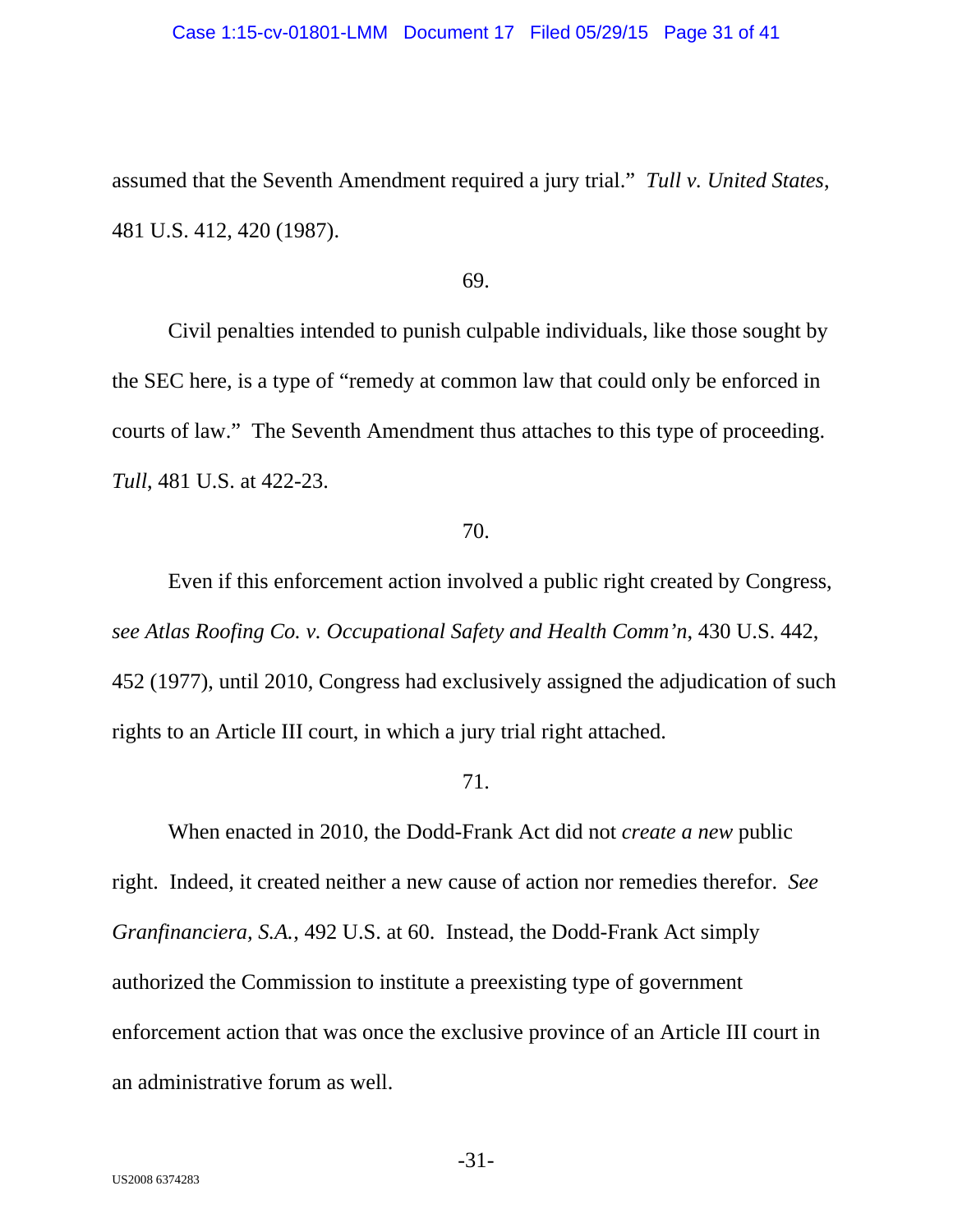assumed that the Seventh Amendment required a jury trial." *Tull v. United States*, 481 U.S. 412, 420 (1987).

69.

Civil penalties intended to punish culpable individuals, like those sought by the SEC here, is a type of "remedy at common law that could only be enforced in courts of law." The Seventh Amendment thus attaches to this type of proceeding. *Tull*, 481 U.S. at 422-23.

70.

Even if this enforcement action involved a public right created by Congress, *see Atlas Roofing Co. v. Occupational Safety and Health Comm'n*, 430 U.S. 442, 452 (1977), until 2010, Congress had exclusively assigned the adjudication of such rights to an Article III court, in which a jury trial right attached.

71.

When enacted in 2010, the Dodd-Frank Act did not *create a new* public right. Indeed, it created neither a new cause of action nor remedies therefor. *See Granfinanciera, S.A.*, 492 U.S. at 60. Instead, the Dodd-Frank Act simply authorized the Commission to institute a preexisting type of government enforcement action that was once the exclusive province of an Article III court in an administrative forum as well.

US2008 6374283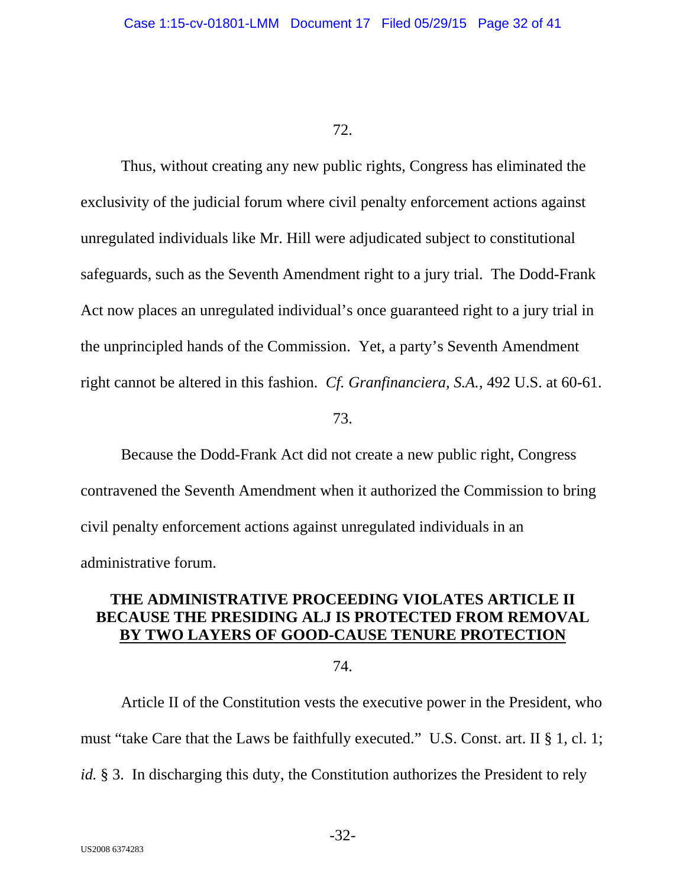72.

Thus, without creating any new public rights, Congress has eliminated the exclusivity of the judicial forum where civil penalty enforcement actions against unregulated individuals like Mr. Hill were adjudicated subject to constitutional safeguards, such as the Seventh Amendment right to a jury trial. The Dodd-Frank Act now places an unregulated individual's once guaranteed right to a jury trial in the unprincipled hands of the Commission. Yet, a party's Seventh Amendment right cannot be altered in this fashion. *Cf. Granfinanciera, S.A.*, 492 U.S. at 60-61.

73.

Because the Dodd-Frank Act did not create a new public right, Congress contravened the Seventh Amendment when it authorized the Commission to bring civil penalty enforcement actions against unregulated individuals in an administrative forum.

## THE ADMINISTRATIVE PROCEEDING VIOLATES ARTICLE II BECAUSE THE PRESIDING ALJ IS PROTECTED FROM REMOVAL BY TWO LAYERS OF GOOD-CAUSE TENURE PROTECTION

74.

Article II of the Constitution vests the executive power in the President, who must "take Care that the Laws be faithfully executed." U.S. Const. art. II § 1, cl. 1; *id.* § 3. In discharging this duty, the Constitution authorizes the President to rely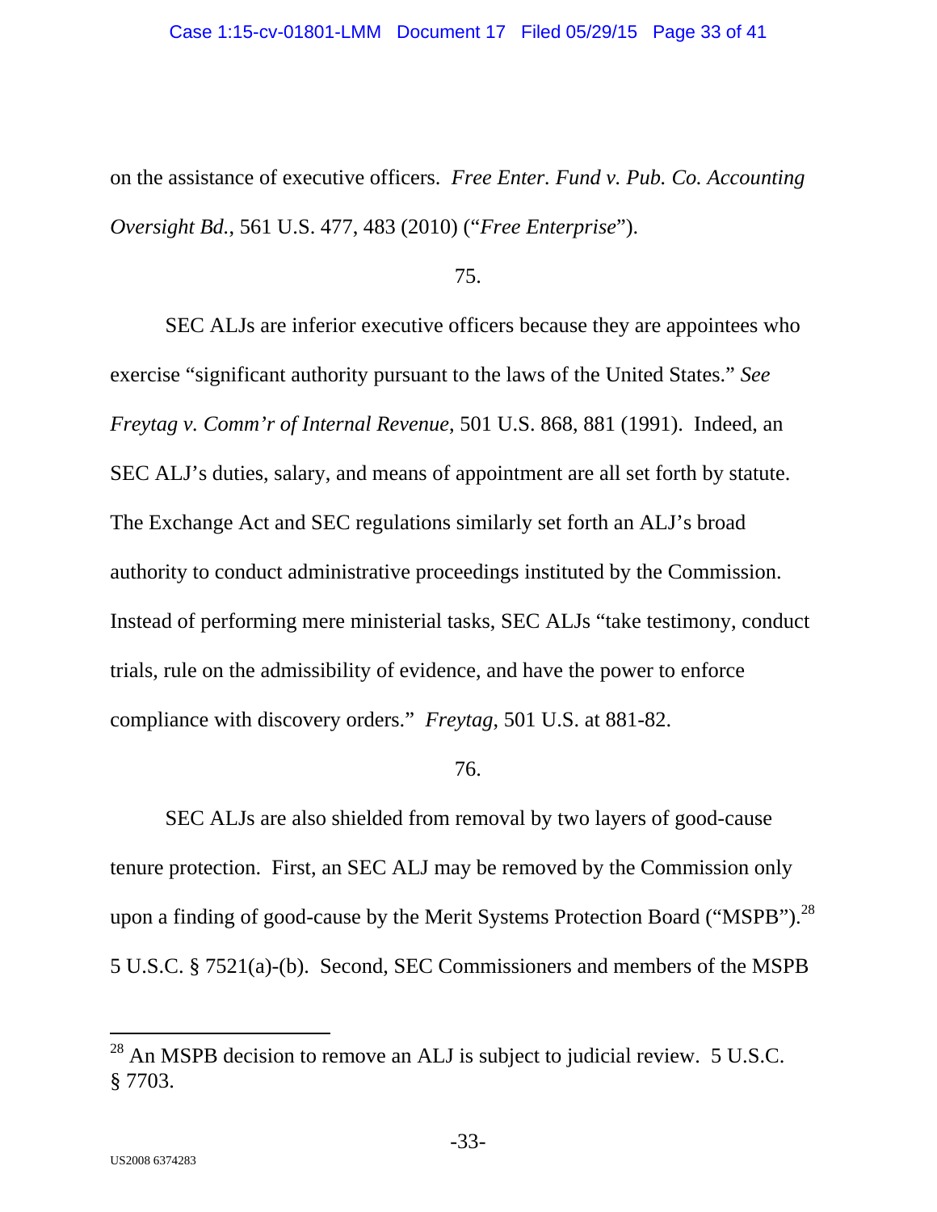on the assistance of executive officers. *Free Enter. Fund v. Pub. Co. Accounting Oversight Bd.*, 561 U.S. 477, 483 (2010) ("*Free Enterprise*").

75.

SEC ALJs are inferior executive officers because they are appointees who exercise "significant authority pursuant to the laws of the United States." *See Freytag v. Comm'r of Internal Revenue*, 501 U.S. 868, 881 (1991). Indeed, an SEC ALJ's duties, salary, and means of appointment are all set forth by statute. The Exchange Act and SEC regulations similarly set forth an ALJ's broad authority to conduct administrative proceedings instituted by the Commission. Instead of performing mere ministerial tasks, SEC ALJs "take testimony, conduct trials, rule on the admissibility of evidence, and have the power to enforce compliance with discovery orders." *Freytag*, 501 U.S. at 881-82.

76.

SEC ALJs are also shielded from removal by two layers of good-cause tenure protection. First, an SEC ALJ may be removed by the Commission only upon a finding of good-cause by the Merit Systems Protection Board ("MSPB").[28] 5 U.S.C. § 7521(a)-(b). Second, SEC Commissioners and members of the MSPB

---

[28] An MSPB decision to remove an ALJ is subject to judicial review. 5 U.S.C. § 7703.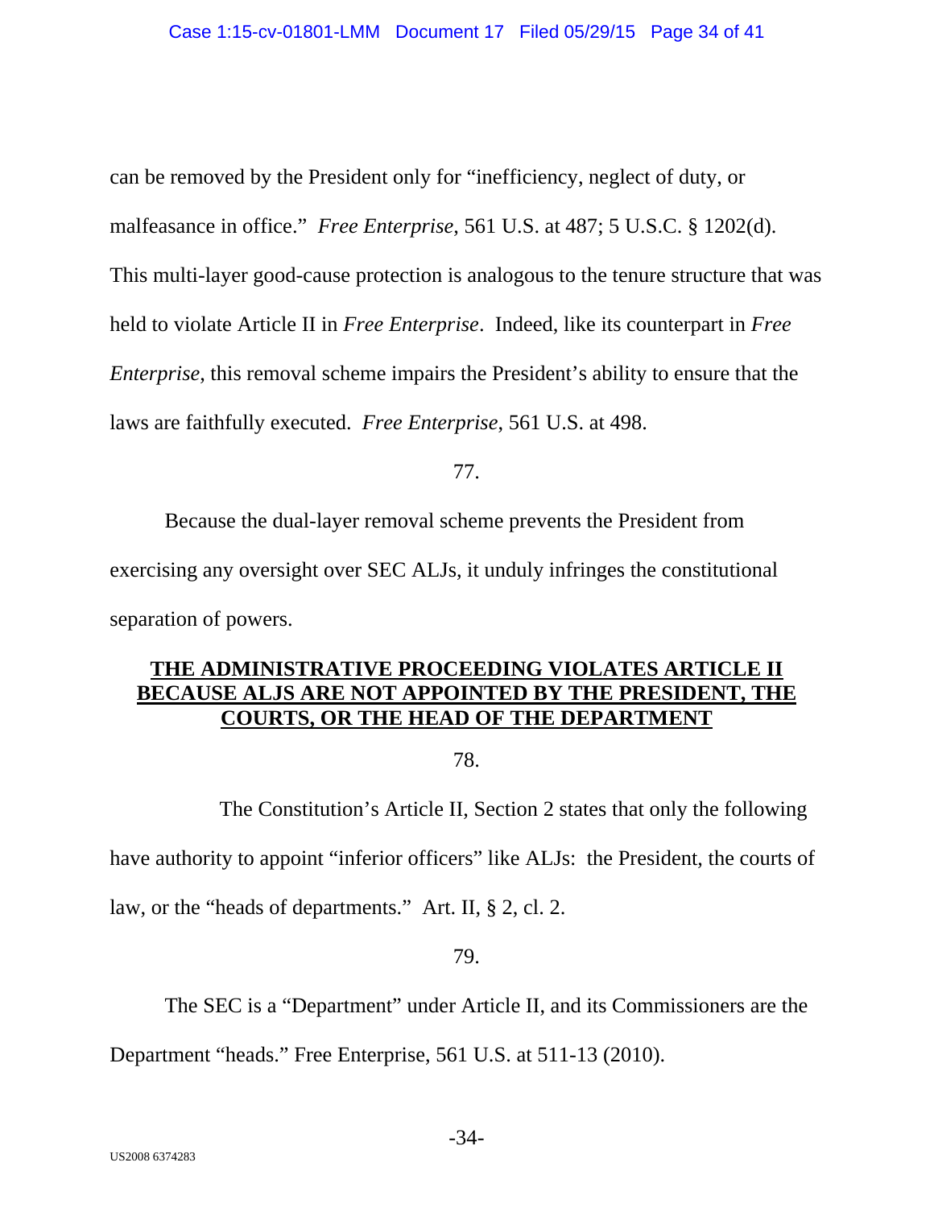can be removed by the President only for "inefficiency, neglect of duty, or malfeasance in office." *Free Enterprise*, 561 U.S. at 487; 5 U.S.C. § 1202(d). This multi-layer good-cause protection is analogous to the tenure structure that was held to violate Article II in *Free Enterprise*. Indeed, like its counterpart in *Free Enterprise*, this removal scheme impairs the President's ability to ensure that the laws are faithfully executed. *Free Enterprise*, 561 U.S. at 498.

77.

Because the dual-layer removal scheme prevents the President from exercising any oversight over SEC ALJs, it unduly infringes the constitutional separation of powers.

**THE ADMINISTRATIVE PROCEEDING VIOLATES ARTICLE II BECAUSE ALJS ARE NOT APPOINTED BY THE PRESIDENT, THE COURTS, OR THE HEAD OF THE DEPARTMENT**

78.

The Constitution's Article II, Section 2 states that only the following have authority to appoint "inferior officers" like ALJs: the President, the courts of law, or the "heads of departments." Art. II, § 2, cl. 2.

79.

The SEC is a "Department" under Article II, and its Commissioners are the Department "heads." Free Enterprise, 561 U.S. at 511-13 (2010).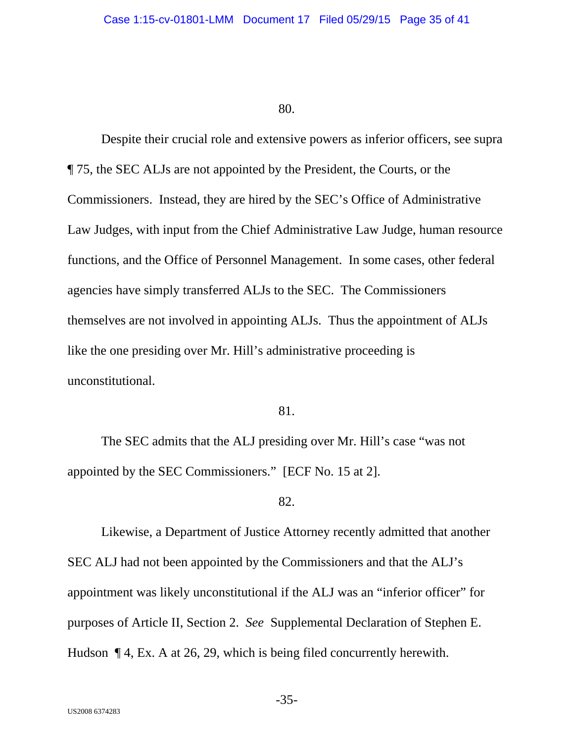80.

Despite their crucial role and extensive powers as inferior officers, see supra ¶ 75, the SEC ALJs are not appointed by the President, the Courts, or the Commissioners. Instead, they are hired by the SEC's Office of Administrative Law Judges, with input from the Chief Administrative Law Judge, human resource functions, and the Office of Personnel Management. In some cases, other federal agencies have simply transferred ALJs to the SEC. The Commissioners themselves are not involved in appointing ALJs. Thus the appointment of ALJs like the one presiding over Mr. Hill's administrative proceeding is unconstitutional.

81.

The SEC admits that the ALJ presiding over Mr. Hill's case "was not appointed by the SEC Commissioners." [ECF No. 15 at 2].

82.

Likewise, a Department of Justice Attorney recently admitted that another SEC ALJ had not been appointed by the Commissioners and that the ALJ's appointment was likely unconstitutional if the ALJ was an "inferior officer" for purposes of Article II, Section 2. *See* Supplemental Declaration of Stephen E. Hudson ¶ 4, Ex. A at 26, 29, which is being filed concurrently herewith.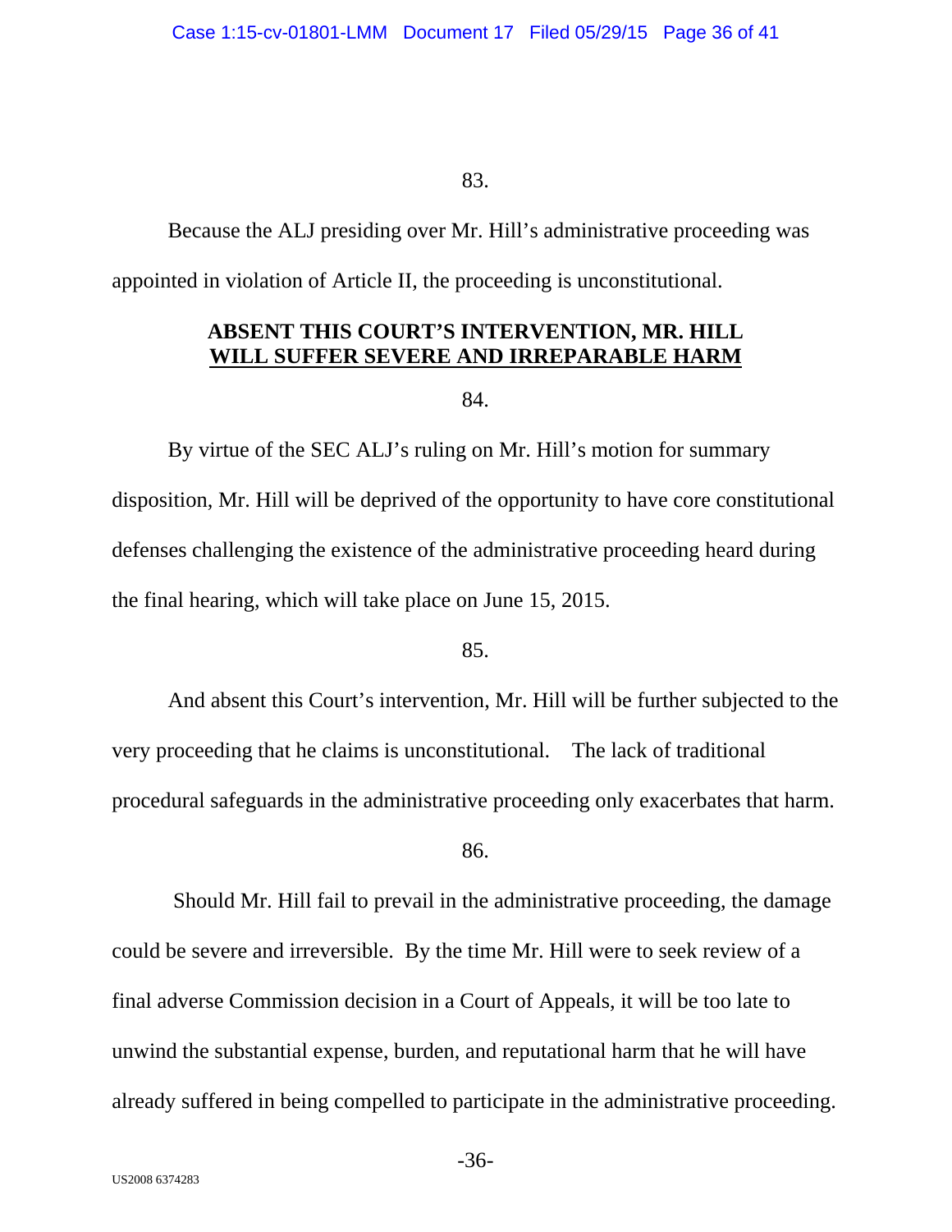83.

Because the ALJ presiding over Mr. Hill's administrative proceeding was appointed in violation of Article II, the proceeding is unconstitutional.

## ABSENT THIS COURT'S INTERVENTION, MR. HILL WILL SUFFER SEVERE AND IRREPARABLE HARM

84.

By virtue of the SEC ALJ's ruling on Mr. Hill's motion for summary disposition, Mr. Hill will be deprived of the opportunity to have core constitutional defenses challenging the existence of the administrative proceeding heard during the final hearing, which will take place on June 15, 2015.

85.

And absent this Court's intervention, Mr. Hill will be further subjected to the very proceeding that he claims is unconstitutional. The lack of traditional procedural safeguards in the administrative proceeding only exacerbates that harm.

86.

Should Mr. Hill fail to prevail in the administrative proceeding, the damage could be severe and irreversible. By the time Mr. Hill were to seek review of a final adverse Commission decision in a Court of Appeals, it will be too late to unwind the substantial expense, burden, and reputational harm that he will have already suffered in being compelled to participate in the administrative proceeding.

US2008 6374283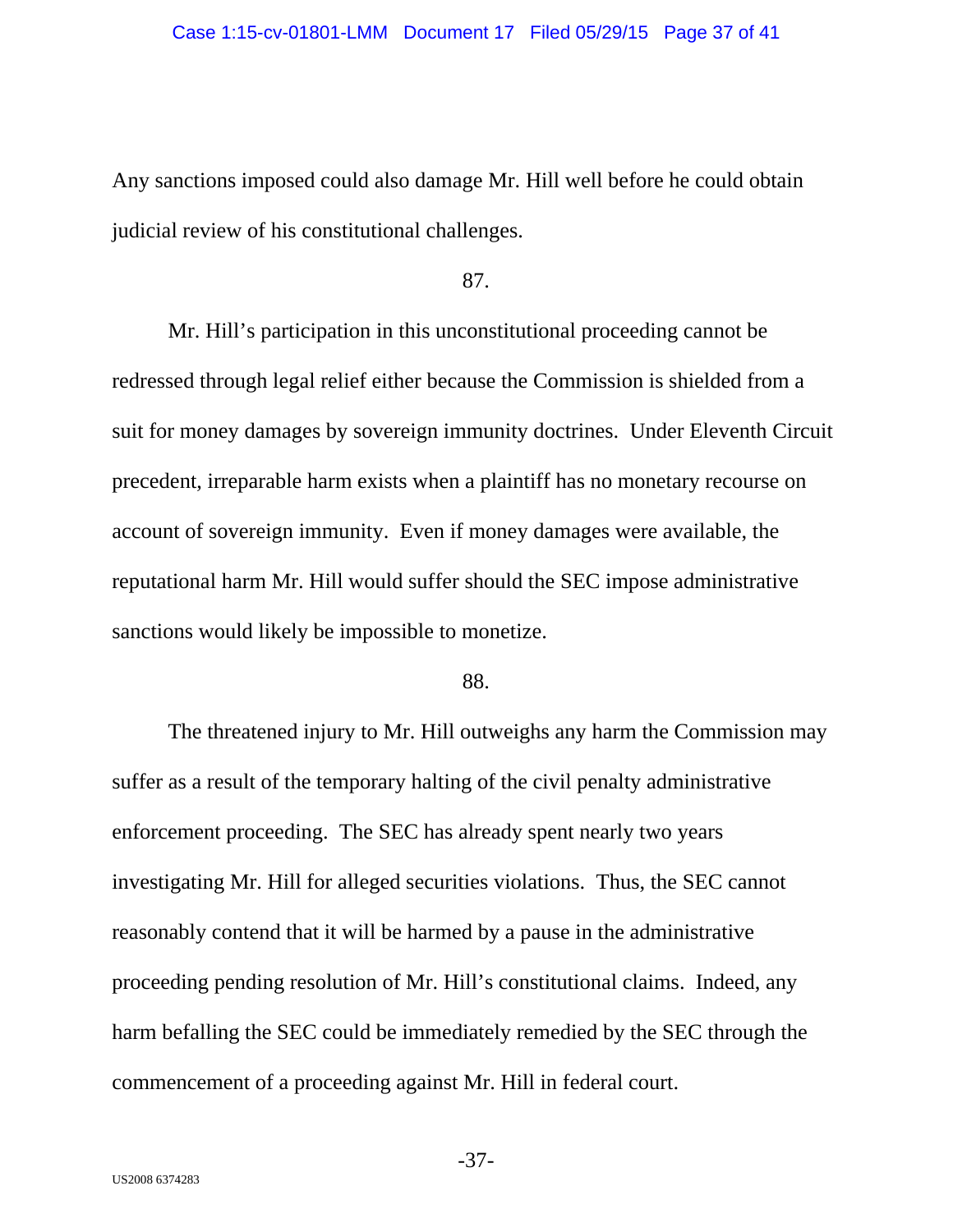Any sanctions imposed could also damage Mr. Hill well before he could obtain judicial review of his constitutional challenges.

87.

Mr. Hill's participation in this unconstitutional proceeding cannot be redressed through legal relief either because the Commission is shielded from a suit for money damages by sovereign immunity doctrines. Under Eleventh Circuit precedent, irreparable harm exists when a plaintiff has no monetary recourse on account of sovereign immunity. Even if money damages were available, the reputational harm Mr. Hill would suffer should the SEC impose administrative sanctions would likely be impossible to monetize.

88.

The threatened injury to Mr. Hill outweighs any harm the Commission may suffer as a result of the temporary halting of the civil penalty administrative enforcement proceeding. The SEC has already spent nearly two years investigating Mr. Hill for alleged securities violations. Thus, the SEC cannot reasonably contend that it will be harmed by a pause in the administrative proceeding pending resolution of Mr. Hill's constitutional claims. Indeed, any harm befalling the SEC could be immediately remedied by the SEC through the commencement of a proceeding against Mr. Hill in federal court.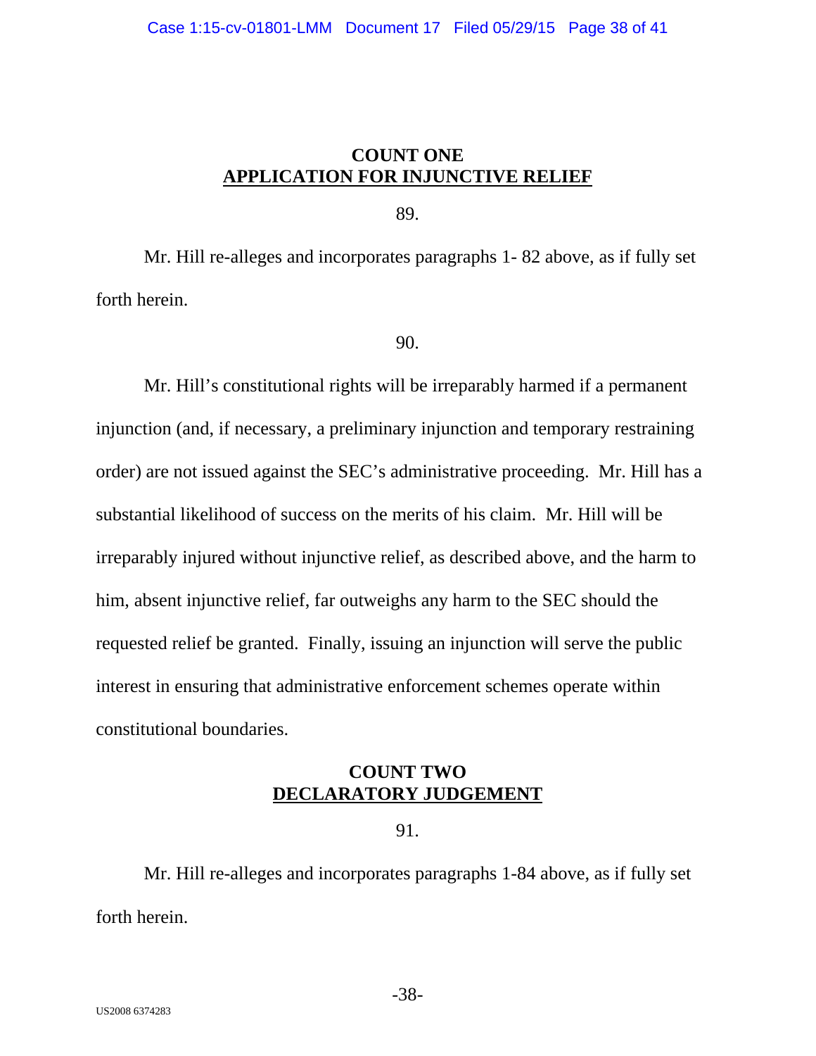**COUNT ONE**
**APPLICATION FOR INJUNCTIVE RELIEF**

89.

Mr. Hill re-alleges and incorporates paragraphs 1- 82 above, as if fully set forth herein.

90.

Mr. Hill's constitutional rights will be irreparably harmed if a permanent injunction (and, if necessary, a preliminary injunction and temporary restraining order) are not issued against the SEC's administrative proceeding. Mr. Hill has a substantial likelihood of success on the merits of his claim. Mr. Hill will be irreparably injured without injunctive relief, as described above, and the harm to him, absent injunctive relief, far outweighs any harm to the SEC should the requested relief be granted. Finally, issuing an injunction will serve the public interest in ensuring that administrative enforcement schemes operate within constitutional boundaries.

**COUNT TWO**
**DECLARATORY JUDGEMENT**

91.

Mr. Hill re-alleges and incorporates paragraphs 1-84 above, as if fully set forth herein.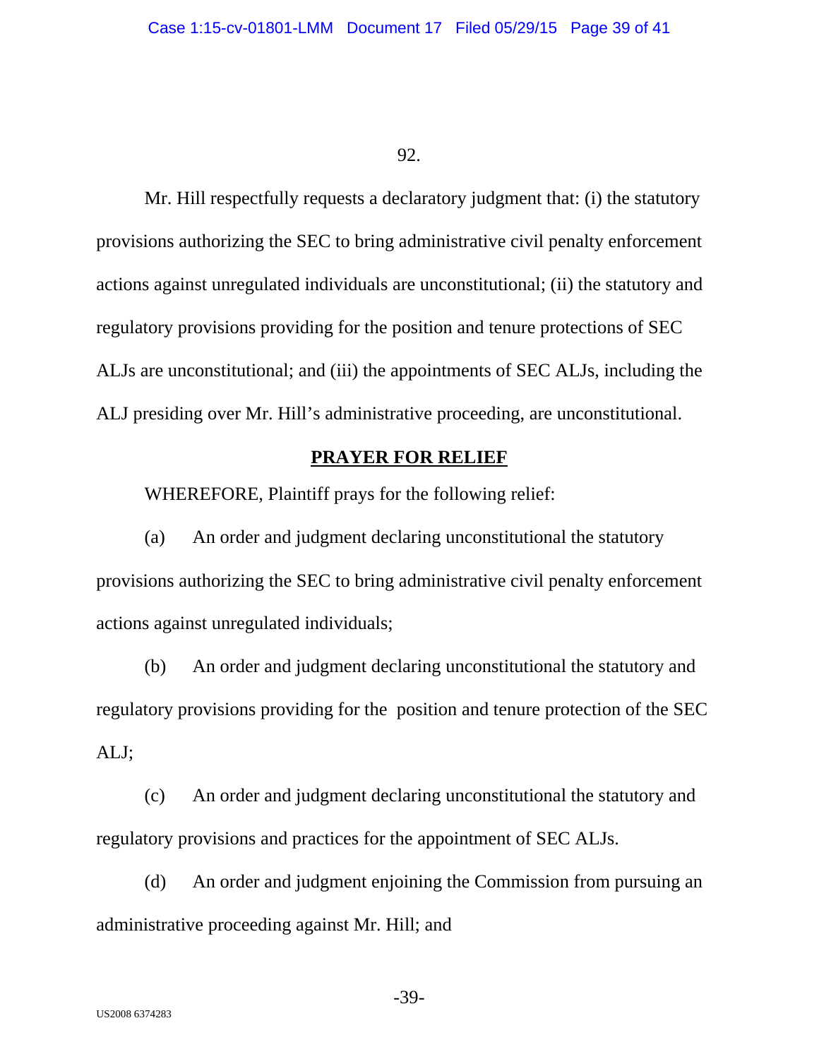92.

Mr. Hill respectfully requests a declaratory judgment that: (i) the statutory provisions authorizing the SEC to bring administrative civil penalty enforcement actions against unregulated individuals are unconstitutional; (ii) the statutory and regulatory provisions providing for the position and tenure protections of SEC ALJs are unconstitutional; and (iii) the appointments of SEC ALJs, including the ALJ presiding over Mr. Hill's administrative proceeding, are unconstitutional.

## **PRAYER FOR RELIEF**

WHEREFORE, Plaintiff prays for the following relief:

(a) An order and judgment declaring unconstitutional the statutory provisions authorizing the SEC to bring administrative civil penalty enforcement actions against unregulated individuals;

(b) An order and judgment declaring unconstitutional the statutory and regulatory provisions providing for the position and tenure protection of the SEC ALJ;

(c) An order and judgment declaring unconstitutional the statutory and regulatory provisions and practices for the appointment of SEC ALJs.

(d) An order and judgment enjoining the Commission from pursuing an administrative proceeding against Mr. Hill; and

US2008 6374283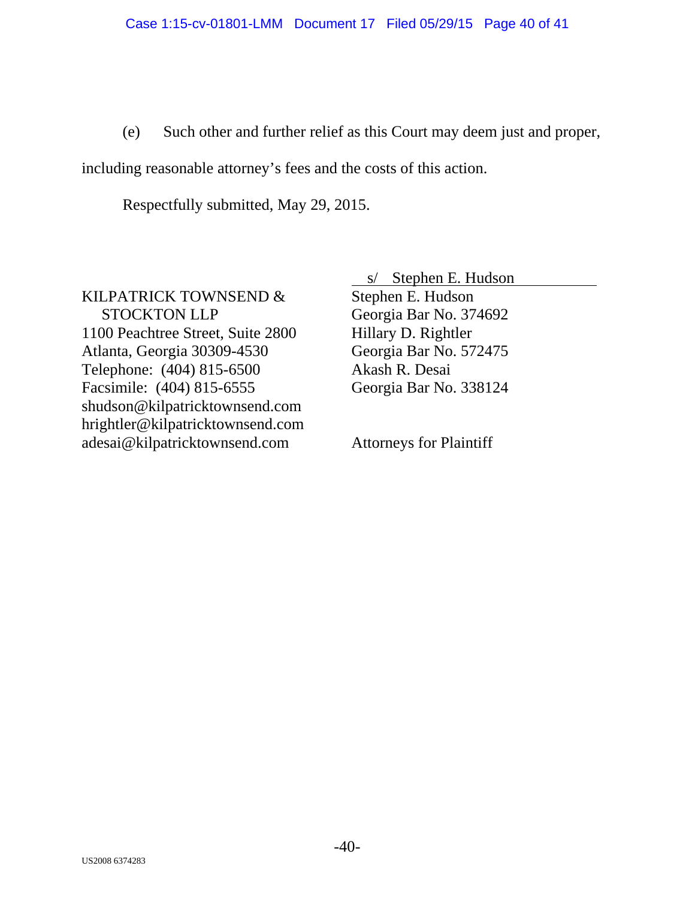(e) Such other and further relief as this Court may deem just and proper, including reasonable attorney's fees and the costs of this action.

Respectfully submitted, May 29, 2015.

s/ Stephen E. Hudson

Stephen E. Hudson
Georgia Bar No. 374692
Hillary D. Rightler
Georgia Bar No. 572475
Akash R. Desai
Georgia Bar No. 338124

Attorneys for Plaintiff

KILPATRICK TOWNSEND & STOCKTON LLP
1100 Peachtree Street, Suite 2800
Atlanta, Georgia 30309-4530
Telephone: (404) 815-6500
Facsimile: (404) 815-6555
shudson@kilpatricktownsend.com
hrightler@kilpatricktownsend.com
adesai@kilpatricktownsend.com

US2008 6374283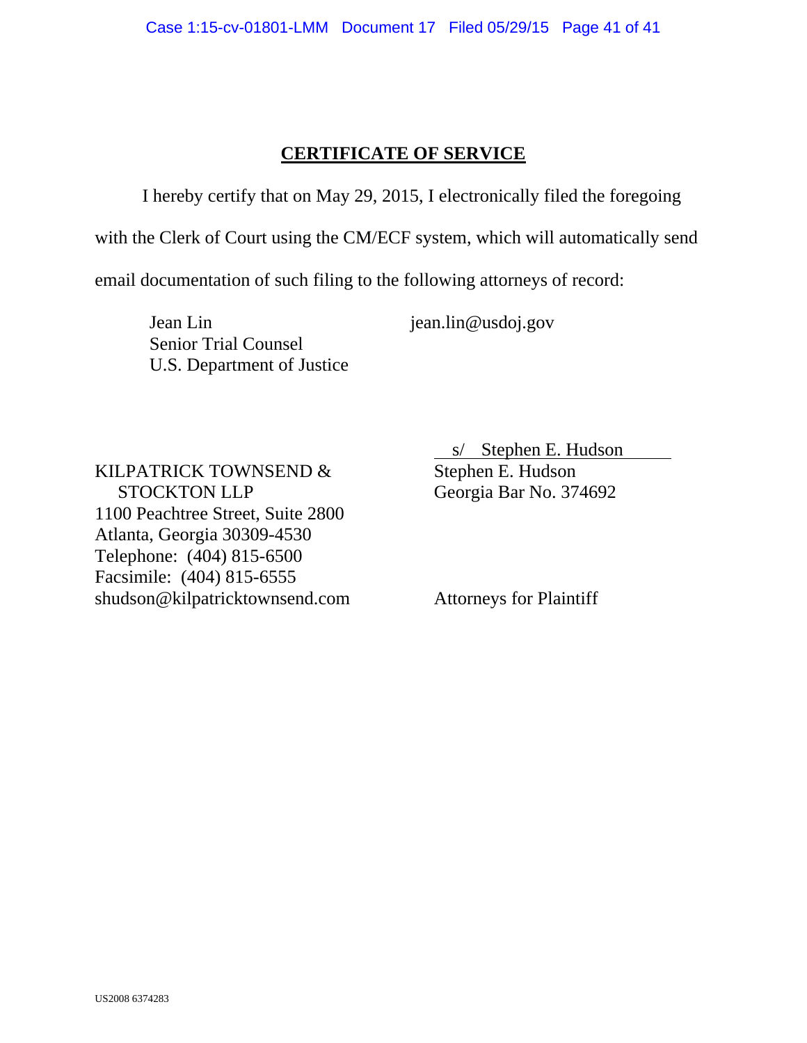## CERTIFICATE OF SERVICE

I hereby certify that on May 29, 2015, I electronically filed the foregoing with the Clerk of Court using the CM/ECF system, which will automatically send email documentation of such filing to the following attorneys of record:

Jean Lin
Senior Trial Counsel
U.S. Department of Justice

jean.lin@usdoj.gov

s/ Stephen E. Hudson
Stephen E. Hudson
Georgia Bar No. 374692

KILPATRICK TOWNSEND & STOCKTON LLP
1100 Peachtree Street, Suite 2800
Atlanta, Georgia 30309-4530
Telephone: (404) 815-6500
Facsimile: (404) 815-6555
shudson@kilpatricktownsend.com

Attorneys for Plaintiff

US2008 6374283